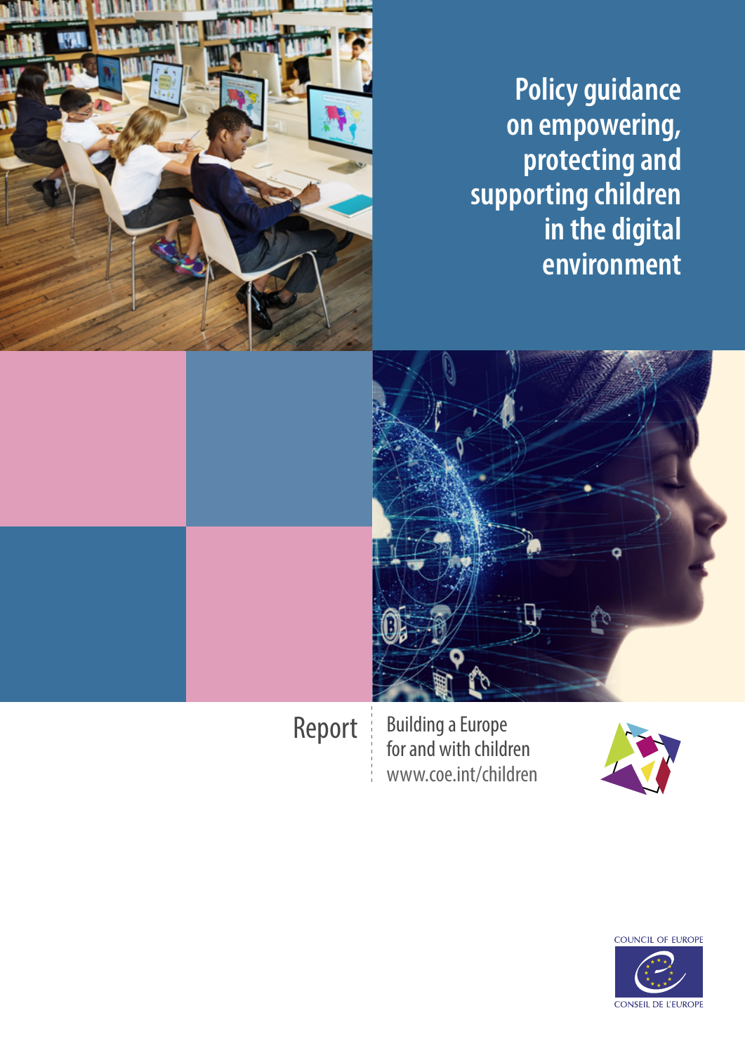# Policy guidance on empowering, protecting and supporting children in the digital environment

Report

Building a Europe for and with children
www.coe.int/children

COUNCIL OF EUROPE

CONSEIL DE L'EUROPE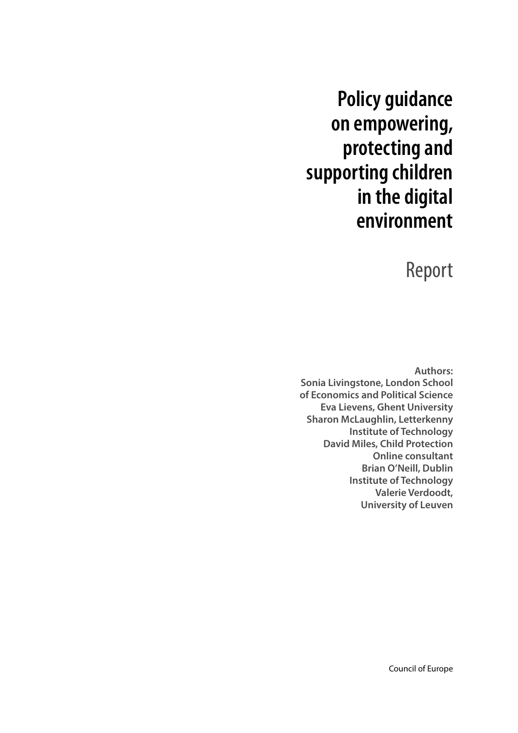# Policy guidance on empowering, protecting and supporting children in the digital environment

## Report

**Authors:**
**Sonia Livingstone, London School of Economics and Political Science**
**Eva Lievens, Ghent University**
**Sharon McLaughlin, Letterkenny Institute of Technology**
**David Miles, Child Protection Online consultant**
**Brian O'Neill, Dublin Institute of Technology**
**Valerie Verdoodt, University of Leuven**

Council of Europe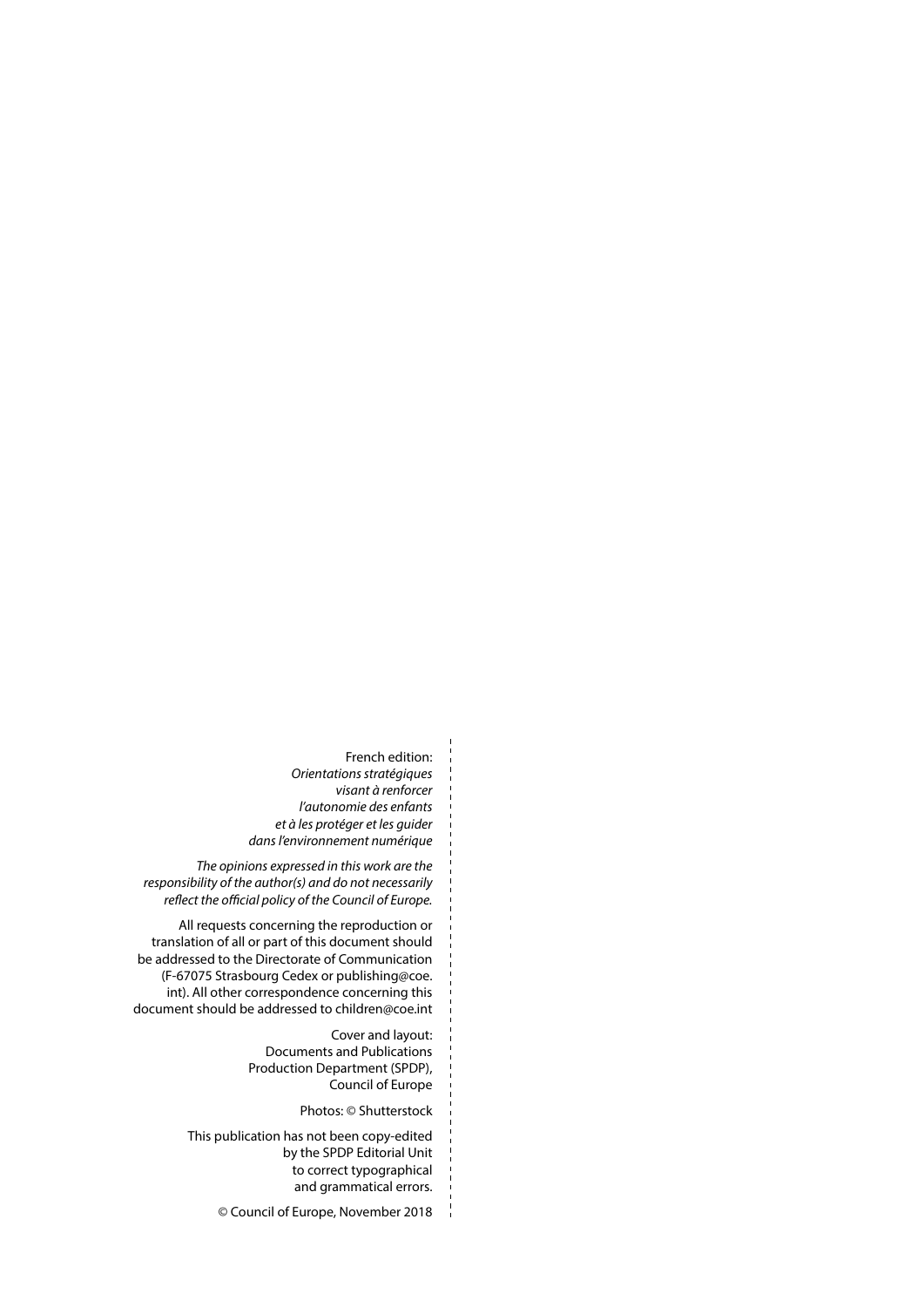French edition:
*Orientations stratégiques visant à renforcer l'autonomie des enfants et à les protéger et les guider dans l'environnement numérique*

*The opinions expressed in this work are the responsibility of the author(s) and do not necessarily reflect the official policy of the Council of Europe.*

All requests concerning the reproduction or translation of all or part of this document should be addressed to the Directorate of Communication (F-67075 Strasbourg Cedex or publishing@coe.int). All other correspondence concerning this document should be addressed to children@coe.int

Cover and layout:
Documents and Publications Production Department (SPDP), Council of Europe

Photos: © Shutterstock

This publication has not been copy-edited by the SPDP Editorial Unit to correct typographical and grammatical errors.

© Council of Europe, November 2018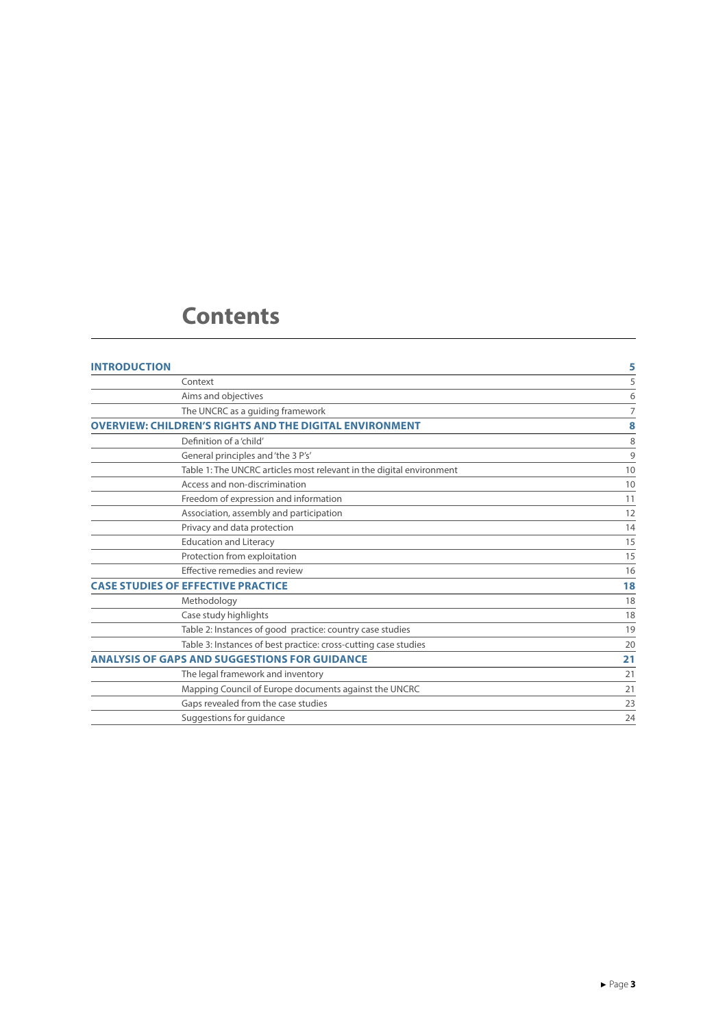# Contents

| | |
|---|---|
| **INTRODUCTION** | **5** |
| Context | 5 |
| Aims and objectives | 6 |
| The UNCRC as a guiding framework | 7 |
| **OVERVIEW: CHILDREN'S RIGHTS AND THE DIGITAL ENVIRONMENT** | **8** |
| Definition of a 'child' | 8 |
| General principles and 'the 3 P's' | 9 |
| Table 1: The UNCRC articles most relevant in the digital environment | 10 |
| Access and non-discrimination | 10 |
| Freedom of expression and information | 11 |
| Association, assembly and participation | 12 |
| Privacy and data protection | 14 |
| Education and Literacy | 15 |
| Protection from exploitation | 15 |
| Effective remedies and review | 16 |
| **CASE STUDIES OF EFFECTIVE PRACTICE** | **18** |
| Methodology | 18 |
| Case study highlights | 18 |
| Table 2: Instances of good practice: country case studies | 19 |
| Table 3: Instances of best practice: cross-cutting case studies | 20 |
| **ANALYSIS OF GAPS AND SUGGESTIONS FOR GUIDANCE** | **21** |
| The legal framework and inventory | 21 |
| Mapping Council of Europe documents against the UNCRC | 21 |
| Gaps revealed from the case studies | 23 |
| Suggestions for guidance | 24 |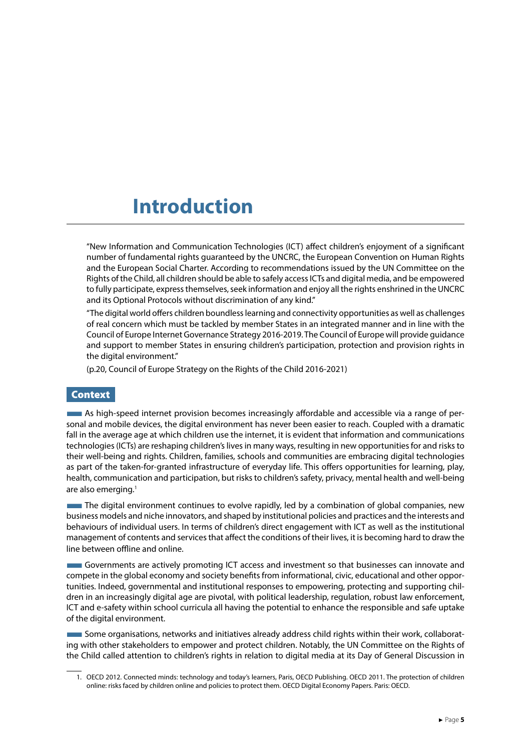# Introduction

"New Information and Communication Technologies (ICT) affect children's enjoyment of a significant number of fundamental rights guaranteed by the UNCRC, the European Convention on Human Rights and the European Social Charter. According to recommendations issued by the UN Committee on the Rights of the Child, all children should be able to safely access ICTs and digital media, and be empowered to fully participate, express themselves, seek information and enjoy all the rights enshrined in the UNCRC and its Optional Protocols without discrimination of any kind."

"The digital world offers children boundless learning and connectivity opportunities as well as challenges of real concern which must be tackled by member States in an integrated manner and in line with the Council of Europe Internet Governance Strategy 2016-2019. The Council of Europe will provide guidance and support to member States in ensuring children's participation, protection and provision rights in the digital environment."

(p.20, Council of Europe Strategy on the Rights of the Child 2016-2021)

## Context

As high-speed internet provision becomes increasingly affordable and accessible via a range of personal and mobile devices, the digital environment has never been easier to reach. Coupled with a dramatic fall in the average age at which children use the internet, it is evident that information and communications technologies (ICTs) are reshaping children's lives in many ways, resulting in new opportunities for and risks to their well-being and rights. Children, families, schools and communities are embracing digital technologies as part of the taken-for-granted infrastructure of everyday life. This offers opportunities for learning, play, health, communication and participation, but risks to children's safety, privacy, mental health and well-being are also emerging.[1]

The digital environment continues to evolve rapidly, led by a combination of global companies, new business models and niche innovators, and shaped by institutional policies and practices and the interests and behaviours of individual users. In terms of children's direct engagement with ICT as well as the institutional management of contents and services that affect the conditions of their lives, it is becoming hard to draw the line between offline and online.

Governments are actively promoting ICT access and investment so that businesses can innovate and compete in the global economy and society benefits from informational, civic, educational and other opportunities. Indeed, governmental and institutional responses to empowering, protecting and supporting children in an increasingly digital age are pivotal, with political leadership, regulation, robust law enforcement, ICT and e-safety within school curricula all having the potential to enhance the responsible and safe uptake of the digital environment.

Some organisations, networks and initiatives already address child rights within their work, collaborating with other stakeholders to empower and protect children. Notably, the UN Committee on the Rights of the Child called attention to children's rights in relation to digital media at its Day of General Discussion in

1. OECD 2012. Connected minds: technology and today's learners, Paris, OECD Publishing. OECD 2011. The protection of children online: risks faced by children online and policies to protect them. OECD Digital Economy Papers. Paris: OECD.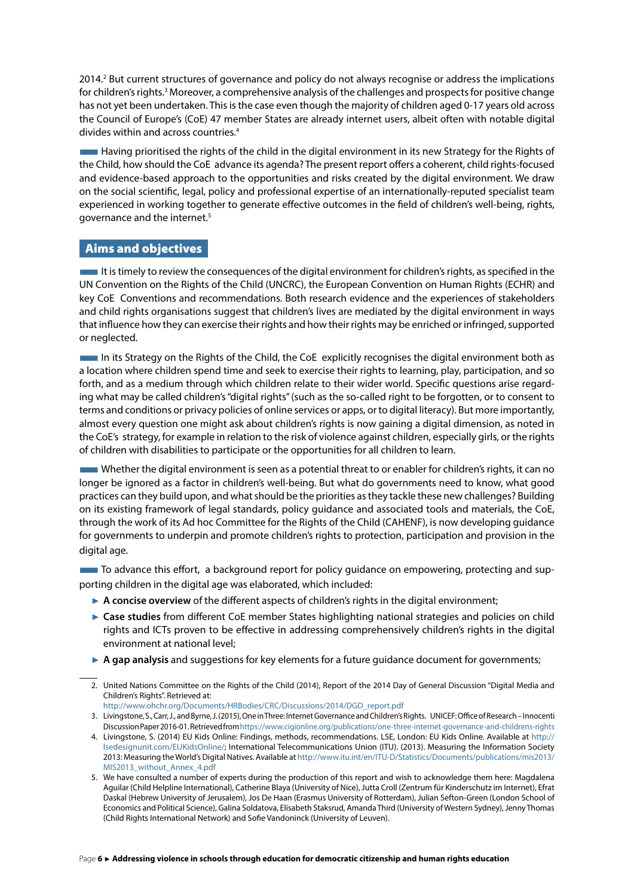2014.[2] But current structures of governance and policy do not always recognise or address the implications for children's rights.[3] Moreover, a comprehensive analysis of the challenges and prospects for positive change has not yet been undertaken. This is the case even though the majority of children aged 0-17 years old across the Council of Europe's (CoE) 47 member States are already internet users, albeit often with notable digital divides within and across countries.[4]

Having prioritised the rights of the child in the digital environment in its new Strategy for the Rights of the Child, how should the CoE advance its agenda? The present report offers a coherent, child rights-focused and evidence-based approach to the opportunities and risks created by the digital environment. We draw on the social scientific, legal, policy and professional expertise of an internationally-reputed specialist team experienced in working together to generate effective outcomes in the field of children's well-being, rights, governance and the internet.[5]

## Aims and objectives

It is timely to review the consequences of the digital environment for children's rights, as specified in the UN Convention on the Rights of the Child (UNCRC), the European Convention on Human Rights (ECHR) and key CoE Conventions and recommendations. Both research evidence and the experiences of stakeholders and child rights organisations suggest that children's lives are mediated by the digital environment in ways that influence how they can exercise their rights and how their rights may be enriched or infringed, supported or neglected.

In its Strategy on the Rights of the Child, the CoE explicitly recognises the digital environment both as a location where children spend time and seek to exercise their rights to learning, play, participation, and so forth, and as a medium through which children relate to their wider world. Specific questions arise regarding what may be called children's "digital rights" (such as the so-called right to be forgotten, or to consent to terms and conditions or privacy policies of online services or apps, or to digital literacy). But more importantly, almost every question one might ask about children's rights is now gaining a digital dimension, as noted in the CoE's strategy, for example in relation to the risk of violence against children, especially girls, or the rights of children with disabilities to participate or the opportunities for all children to learn.

Whether the digital environment is seen as a potential threat to or enabler for children's rights, it can no longer be ignored as a factor in children's well-being. But what do governments need to know, what good practices can they build upon, and what should be the priorities as they tackle these new challenges? Building on its existing framework of legal standards, policy guidance and associated tools and materials, the CoE, through the work of its Ad hoc Committee for the Rights of the Child (CAHENF), is now developing guidance for governments to underpin and promote children's rights to protection, participation and provision in the digital age.

To advance this effort, a background report for policy guidance on empowering, protecting and supporting children in the digital age was elaborated, which included:

- **A concise overview** of the different aspects of children's rights in the digital environment;
- **Case studies** from different CoE member States highlighting national strategies and policies on child rights and ICTs proven to be effective in addressing comprehensively children's rights in the digital environment at national level;
- **A gap analysis** and suggestions for key elements for a future guidance document for governments;

---

2. United Nations Committee on the Rights of the Child (2014), Report of the 2014 Day of General Discussion "Digital Media and Children's Rights". Retrieved at: http://www.ohchr.org/Documents/HRBodies/CRC/Discussions/2014/DGD_report.pdf
3. Livingstone, S., Carr, J., and Byrne, J. (2015), One in Three: Internet Governance and Children's Rights. UNICEF: Office of Research – Innocenti Discussion Paper 2016-01. Retrieved from https://www.cigionline.org/publications/one-three-internet-governance-and-childrens-rights
4. Livingstone, S. (2014) EU Kids Online: Findings, methods, recommendations. LSE, London: EU Kids Online. Available at http://lsedesignunit.com/EUKidsOnline/; International Telecommunications Union (ITU). (2013). Measuring the Information Society 2013: Measuring the World's Digital Natives. Available at http://www.itu.int/en/ITU-D/Statistics/Documents/publications/mis2013/MIS2013_without_Annex_4.pdf
5. We have consulted a number of experts during the production of this report and wish to acknowledge them here: Magdalena Aguilar (Child Helpline International), Catherine Blaya (University of Nice), Jutta Croll (Zentrum für Kinderschutz im Internet), Efrat Daskal (Hebrew University of Jerusalem), Jos De Haan (Erasmus University of Rotterdam), Julian Sefton-Green (London School of Economics and Political Science), Galina Soldatova, Elisabeth Staksrud, Amanda Third (University of Western Sydney), Jenny Thomas (Child Rights International Network) and Sofie Vandoninck (University of Leuven).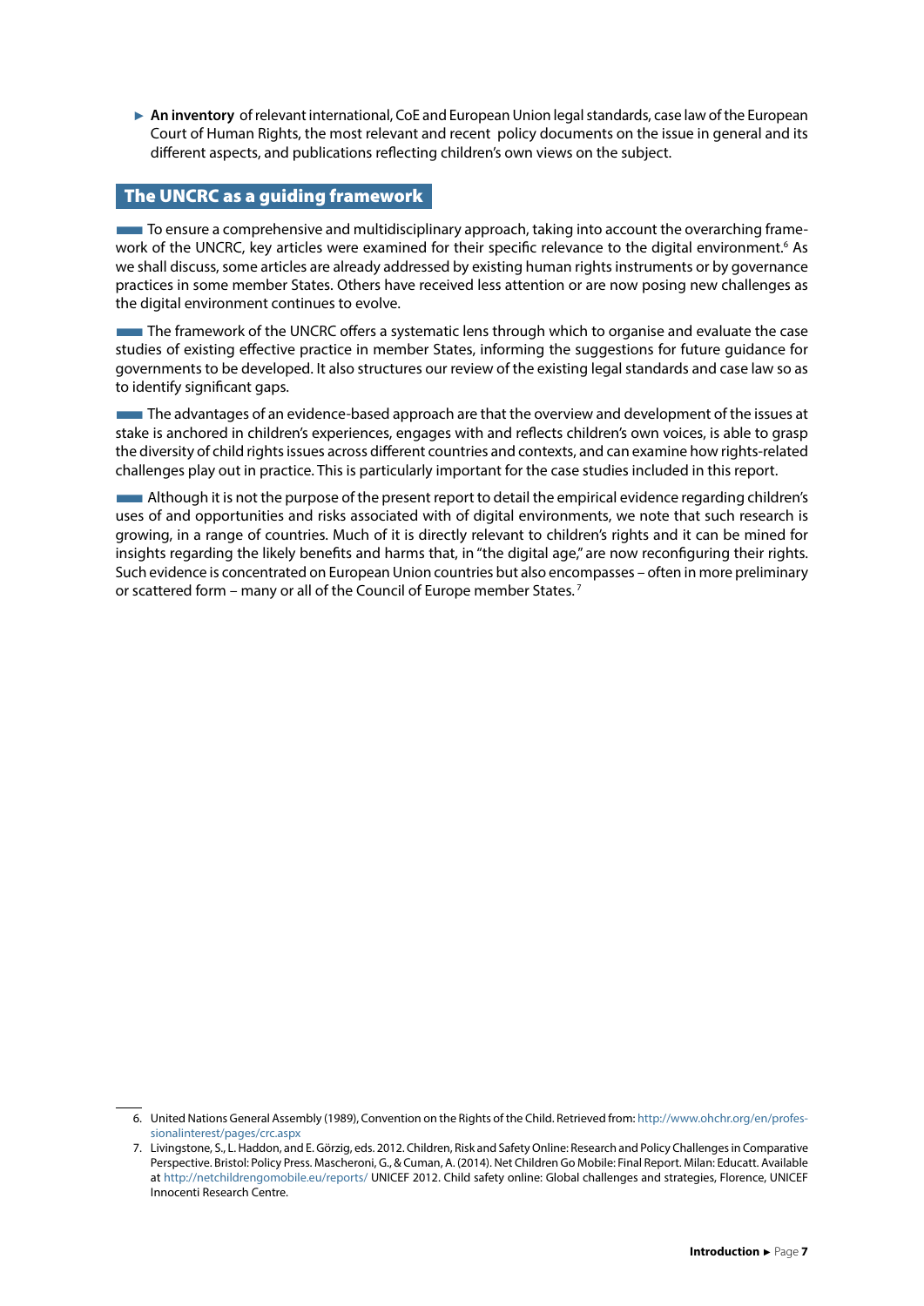- **An inventory** of relevant international, CoE and European Union legal standards, case law of the European Court of Human Rights, the most relevant and recent policy documents on the issue in general and its different aspects, and publications reflecting children's own views on the subject.

## The UNCRC as a guiding framework

To ensure a comprehensive and multidisciplinary approach, taking into account the overarching framework of the UNCRC, key articles were examined for their specific relevance to the digital environment.[6] As we shall discuss, some articles are already addressed by existing human rights instruments or by governance practices in some member States. Others have received less attention or are now posing new challenges as the digital environment continues to evolve.

The framework of the UNCRC offers a systematic lens through which to organise and evaluate the case studies of existing effective practice in member States, informing the suggestions for future guidance for governments to be developed. It also structures our review of the existing legal standards and case law so as to identify significant gaps.

The advantages of an evidence-based approach are that the overview and development of the issues at stake is anchored in children's experiences, engages with and reflects children's own voices, is able to grasp the diversity of child rights issues across different countries and contexts, and can examine how rights-related challenges play out in practice. This is particularly important for the case studies included in this report.

Although it is not the purpose of the present report to detail the empirical evidence regarding children's uses of and opportunities and risks associated with of digital environments, we note that such research is growing, in a range of countries. Much of it is directly relevant to children's rights and it can be mined for insights regarding the likely benefits and harms that, in "the digital age," are now reconfiguring their rights. Such evidence is concentrated on European Union countries but also encompasses – often in more preliminary or scattered form – many or all of the Council of Europe member States.[7]

---

6. United Nations General Assembly (1989), Convention on the Rights of the Child. Retrieved from: http://www.ohchr.org/en/professionalinterest/pages/crc.aspx
7. Livingstone, S., L. Haddon, and E. Görzig, eds. 2012. Children, Risk and Safety Online: Research and Policy Challenges in Comparative Perspective. Bristol: Policy Press. Mascheroni, G., & Cuman, A. (2014). Net Children Go Mobile: Final Report. Milan: Educatt. Available at http://netchildrengomobile.eu/reports/ UNICEF 2012. Child safety online: Global challenges and strategies, Florence, UNICEF Innocenti Research Centre.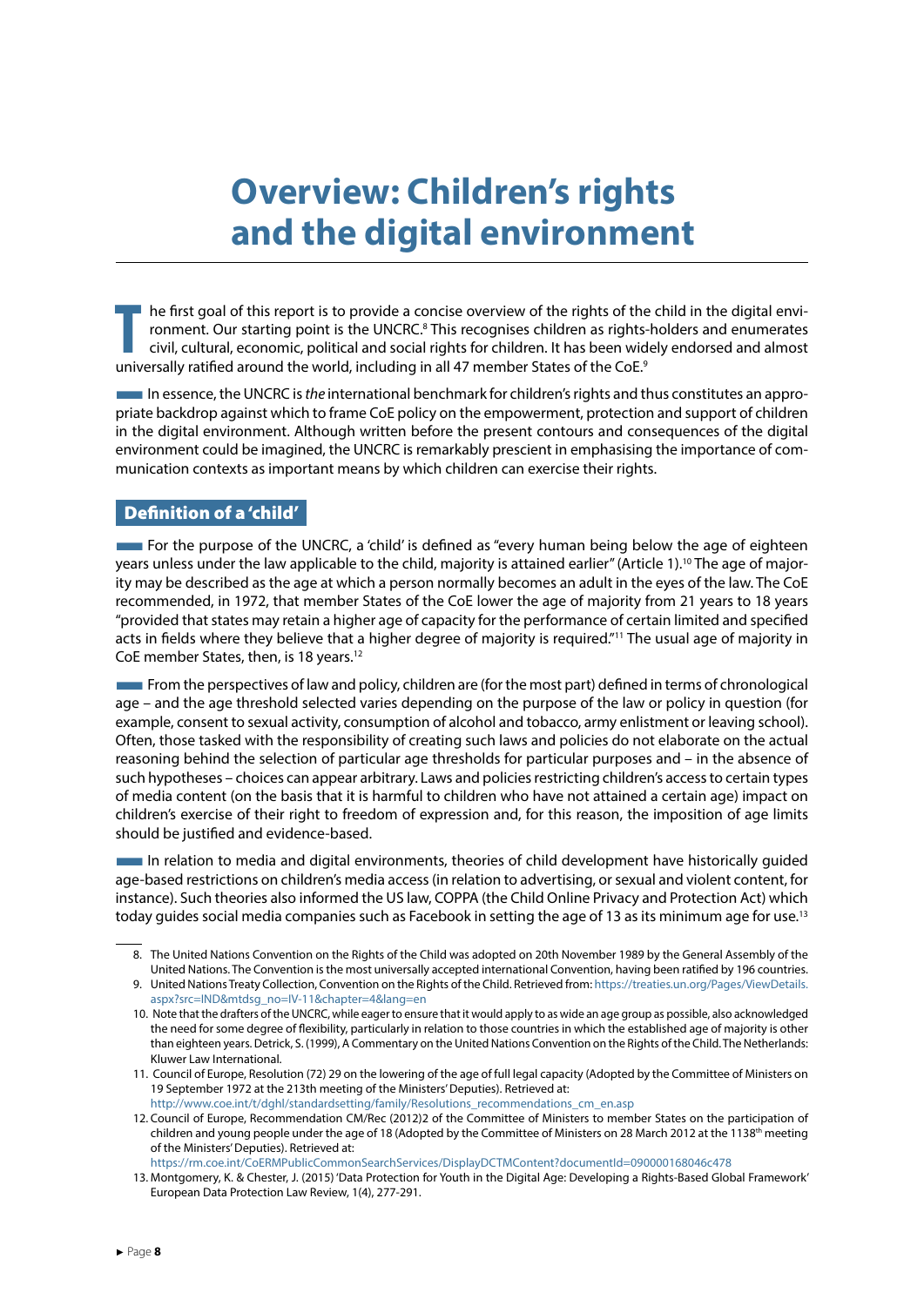# Overview: Children's rights and the digital environment

The first goal of this report is to provide a concise overview of the rights of the child in the digital environment. Our starting point is the UNCRC.[8] This recognises children as rights-holders and enumerates civil, cultural, economic, political and social rights for children. It has been widely endorsed and almost universally ratified around the world, including in all 47 member States of the CoE.[9]

In essence, the UNCRC is *the* international benchmark for children's rights and thus constitutes an appropriate backdrop against which to frame CoE policy on the empowerment, protection and support of children in the digital environment. Although written before the present contours and consequences of the digital environment could be imagined, the UNCRC is remarkably prescient in emphasising the importance of communication contexts as important means by which children can exercise their rights.

## Definition of a 'child'

For the purpose of the UNCRC, a 'child' is defined as "every human being below the age of eighteen years unless under the law applicable to the child, majority is attained earlier" (Article 1).[10] The age of majority may be described as the age at which a person normally becomes an adult in the eyes of the law. The CoE recommended, in 1972, that member States of the CoE lower the age of majority from 21 years to 18 years "provided that states may retain a higher age of capacity for the performance of certain limited and specified acts in fields where they believe that a higher degree of majority is required."[11] The usual age of majority in CoE member States, then, is 18 years.[12]

From the perspectives of law and policy, children are (for the most part) defined in terms of chronological age – and the age threshold selected varies depending on the purpose of the law or policy in question (for example, consent to sexual activity, consumption of alcohol and tobacco, army enlistment or leaving school). Often, those tasked with the responsibility of creating such laws and policies do not elaborate on the actual reasoning behind the selection of particular age thresholds for particular purposes and – in the absence of such hypotheses – choices can appear arbitrary. Laws and policies restricting children's access to certain types of media content (on the basis that it is harmful to children who have not attained a certain age) impact on children's exercise of their right to freedom of expression and, for this reason, the imposition of age limits should be justified and evidence-based.

In relation to media and digital environments, theories of child development have historically guided age-based restrictions on children's media access (in relation to advertising, or sexual and violent content, for instance). Such theories also informed the US law, COPPA (the Child Online Privacy and Protection Act) which today guides social media companies such as Facebook in setting the age of 13 as its minimum age for use.[13]

---

8. The United Nations Convention on the Rights of the Child was adopted on 20th November 1989 by the General Assembly of the United Nations. The Convention is the most universally accepted international Convention, having been ratified by 196 countries.
9. United Nations Treaty Collection, Convention on the Rights of the Child. Retrieved from: https://treaties.un.org/Pages/ViewDetails.aspx?src=IND&mtdsg_no=IV-11&chapter=4&lang=en
10. Note that the drafters of the UNCRC, while eager to ensure that it would apply to as wide an age group as possible, also acknowledged the need for some degree of flexibility, particularly in relation to those countries in which the established age of majority is other than eighteen years. Detrick, S. (1999), A Commentary on the United Nations Convention on the Rights of the Child. The Netherlands: Kluwer Law International.
11. Council of Europe, Resolution (72) 29 on the lowering of the age of full legal capacity (Adopted by the Committee of Ministers on 19 September 1972 at the 213th meeting of the Ministers' Deputies). Retrieved at: http://www.coe.int/t/dghl/standardsetting/family/Resolutions_recommendations_cm_en.asp
12. Council of Europe, Recommendation CM/Rec (2012)2 of the Committee of Ministers to member States on the participation of children and young people under the age of 18 (Adopted by the Committee of Ministers on 28 March 2012 at the 1138th meeting of the Ministers' Deputies). Retrieved at: https://rm.coe.int/CoERMPublicCommonSearchServices/DisplayDCTMContent?documentId=090000168046c478
13. Montgomery, K. & Chester, J. (2015) 'Data Protection for Youth in the Digital Age: Developing a Rights-Based Global Framework' European Data Protection Law Review, 1(4), 277-291.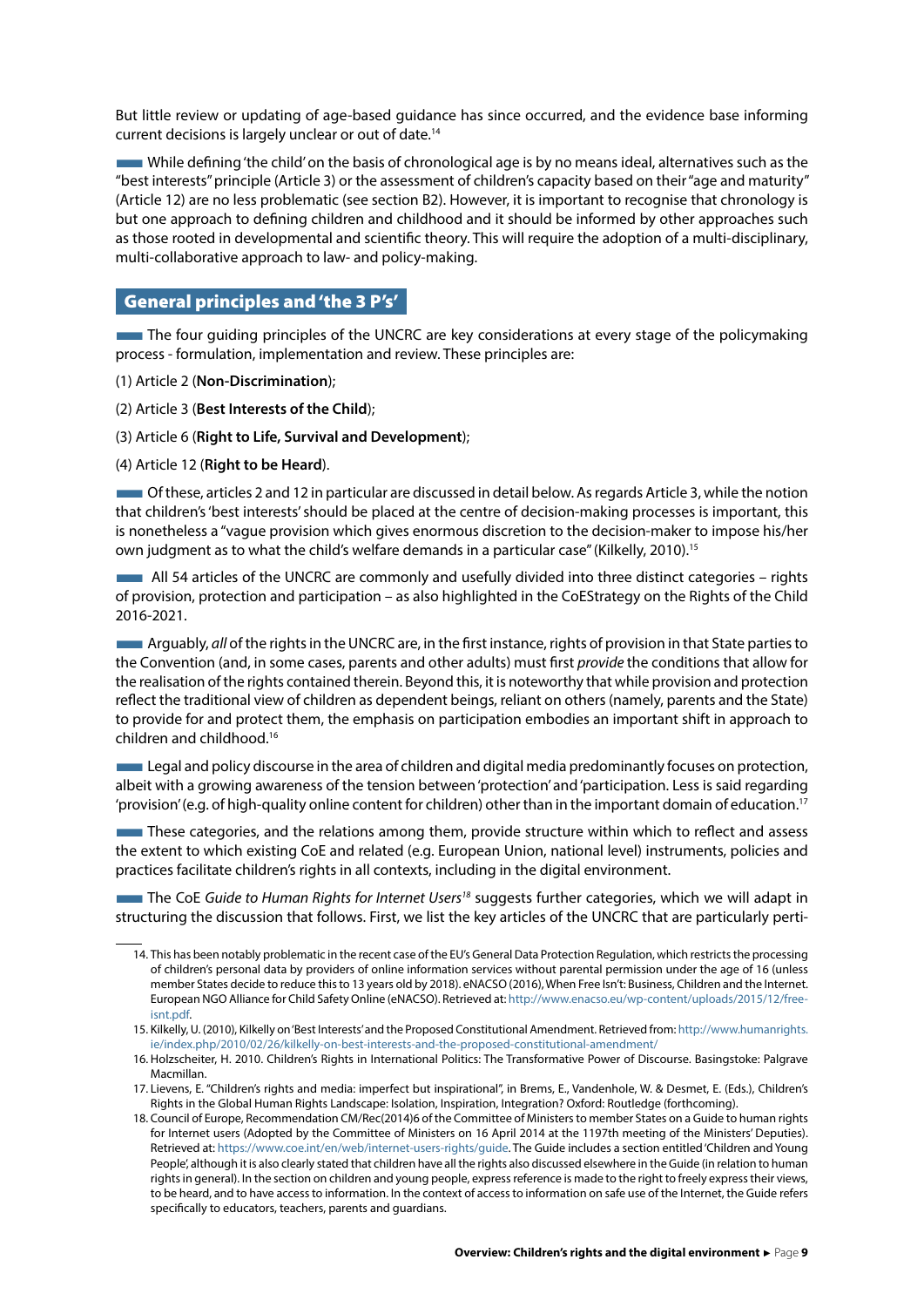But little review or updating of age-based guidance has since occurred, and the evidence base informing current decisions is largely unclear or out of date.[14]

While defining 'the child' on the basis of chronological age is by no means ideal, alternatives such as the "best interests" principle (Article 3) or the assessment of children's capacity based on their "age and maturity" (Article 12) are no less problematic (see section B2). However, it is important to recognise that chronology is but one approach to defining children and childhood and it should be informed by other approaches such as those rooted in developmental and scientific theory. This will require the adoption of a multi-disciplinary, multi-collaborative approach to law- and policy-making.

## General principles and 'the 3 P's'

The four guiding principles of the UNCRC are key considerations at every stage of the policymaking process - formulation, implementation and review. These principles are:

(1) Article 2 (**Non-Discrimination**);

(2) Article 3 (**Best Interests of the Child**);

(3) Article 6 (**Right to Life, Survival and Development**);

(4) Article 12 (**Right to be Heard**).

Of these, articles 2 and 12 in particular are discussed in detail below. As regards Article 3, while the notion that children's 'best interests' should be placed at the centre of decision-making processes is important, this is nonetheless a "vague provision which gives enormous discretion to the decision-maker to impose his/her own judgment as to what the child's welfare demands in a particular case" (Kilkelly, 2010).[15]

All 54 articles of the UNCRC are commonly and usefully divided into three distinct categories – rights of provision, protection and participation – as also highlighted in the CoEStrategy on the Rights of the Child 2016-2021.

Arguably, *all* of the rights in the UNCRC are, in the first instance, rights of provision in that State parties to the Convention (and, in some cases, parents and other adults) must first *provide* the conditions that allow for the realisation of the rights contained therein. Beyond this, it is noteworthy that while provision and protection reflect the traditional view of children as dependent beings, reliant on others (namely, parents and the State) to provide for and protect them, the emphasis on participation embodies an important shift in approach to children and childhood.[16]

Legal and policy discourse in the area of children and digital media predominantly focuses on protection, albeit with a growing awareness of the tension between 'protection' and 'participation. Less is said regarding 'provision' (e.g. of high-quality online content for children) other than in the important domain of education.[17]

These categories, and the relations among them, provide structure within which to reflect and assess the extent to which existing CoE and related (e.g. European Union, national level) instruments, policies and practices facilitate children's rights in all contexts, including in the digital environment.

The CoE *Guide to Human Rights for Internet Users*[18] suggests further categories, which we will adapt in structuring the discussion that follows. First, we list the key articles of the UNCRC that are particularly perti-

---

14. This has been notably problematic in the recent case of the EU's General Data Protection Regulation, which restricts the processing of children's personal data by providers of online information services without parental permission under the age of 16 (unless member States decide to reduce this to 13 years old by 2018). eNACSO (2016), When Free Isn't: Business, Children and the Internet. European NGO Alliance for Child Safety Online (eNACSO). Retrieved at: http://www.enacso.eu/wp-content/uploads/2015/12/free-isnt.pdf.

15. Kilkelly, U. (2010), Kilkelly on 'Best Interests' and the Proposed Constitutional Amendment. Retrieved from: http://www.humanrights.ie/index.php/2010/02/26/kilkelly-on-best-interests-and-the-proposed-constitutional-amendment/

16. Holzscheiter, H. 2010. Children's Rights in International Politics: The Transformative Power of Discourse. Basingstoke: Palgrave Macmillan.

17. Lievens, E. "Children's rights and media: imperfect but inspirational", in Brems, E., Vandenhole, W. & Desmet, E. (Eds.), Children's Rights in the Global Human Rights Landscape: Isolation, Inspiration, Integration? Oxford: Routledge (forthcoming).

18. Council of Europe, Recommendation CM/Rec(2014)6 of the Committee of Ministers to member States on a Guide to human rights for Internet users (Adopted by the Committee of Ministers on 16 April 2014 at the 1197th meeting of the Ministers' Deputies). Retrieved at: https://www.coe.int/en/web/internet-users-rights/guide. The Guide includes a section entitled 'Children and Young People', although it is also clearly stated that children have all the rights also discussed elsewhere in the Guide (in relation to human rights in general). In the section on children and young people, express reference is made to the right to freely express their views, to be heard, and to have access to information. In the context of access to information on safe use of the Internet, the Guide refers specifically to educators, teachers, parents and guardians.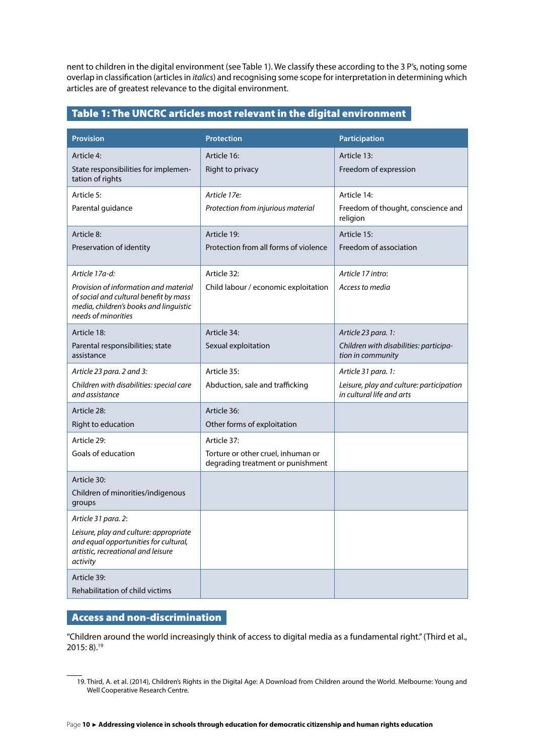nent to children in the digital environment (see Table 1). We classify these according to the 3 P's, noting some overlap in classification (articles in *italics*) and recognising some scope for interpretation in determining which articles are of greatest relevance to the digital environment.

## Table 1: The UNCRC articles most relevant in the digital environment

| Provision | Protection | Participation |
|---|---|---|
| Article 4: State responsibilities for implementation of rights | Article 16: Right to privacy | Article 13: Freedom of expression |
| Article 5: Parental guidance | *Article 17e: Protection from injurious material* | Article 14: Freedom of thought, conscience and religion |
| Article 8: Preservation of identity | Article 19: Protection from all forms of violence | Article 15: Freedom of association |
| *Article 17a-d: Provision of information and material of social and cultural benefit by mass media, children's books and linguistic needs of minorities* | Article 32: Child labour / economic exploitation | *Article 17 intro: Access to media* |
| Article 18: Parental responsibilities; state assistance | Article 34: Sexual exploitation | *Article 23 para. 1: Children with disabilities: participation in community* |
| *Article 23 para. 2 and 3: Children with disabilities: special care and assistance* | Article 35: Abduction, sale and trafficking | *Article 31 para. 1: Leisure, play and culture: participation in cultural life and arts* |
| Article 28: Right to education | Article 36: Other forms of exploitation | |
| Article 29: Goals of education | Article 37: Torture or other cruel, inhuman or degrading treatment or punishment | |
| Article 30: Children of minorities/indigenous groups | | |
| *Article 31 para. 2: Leisure, play and culture: appropriate and equal opportunities for cultural, artistic, recreational and leisure activity* | | |
| Article 39: Rehabilitation of child victims | | |

## Access and non-discrimination

"Children around the world increasingly think of access to digital media as a fundamental right." (Third et al., 2015: 8).[19]

19. Third, A. et al. (2014), Children's Rights in the Digital Age: A Download from Children around the World. Melbourne: Young and Well Cooperative Research Centre.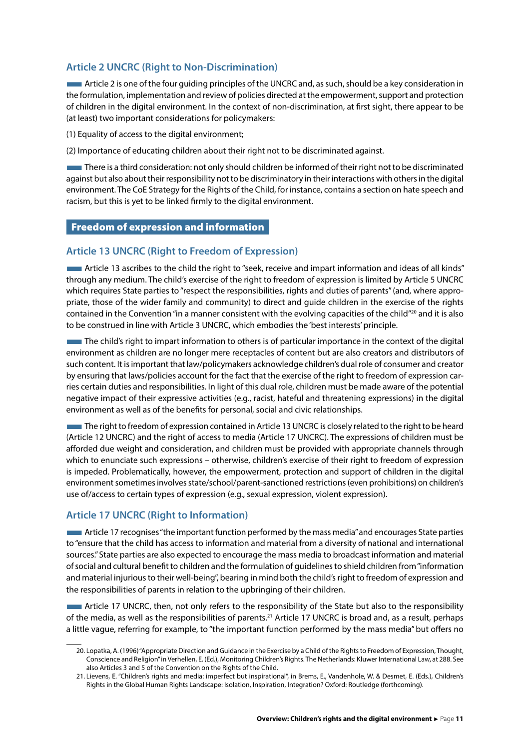### Article 2 UNCRC (Right to Non-Discrimination)

Article 2 is one of the four guiding principles of the UNCRC and, as such, should be a key consideration in the formulation, implementation and review of policies directed at the empowerment, support and protection of children in the digital environment. In the context of non-discrimination, at first sight, there appear to be (at least) two important considerations for policymakers:

(1) Equality of access to the digital environment;

(2) Importance of educating children about their right not to be discriminated against.

There is a third consideration: not only should children be informed of their right not to be discriminated against but also about their responsibility not to be discriminatory in their interactions with others in the digital environment. The CoE Strategy for the Rights of the Child, for instance, contains a section on hate speech and racism, but this is yet to be linked firmly to the digital environment.

## Freedom of expression and information

### Article 13 UNCRC (Right to Freedom of Expression)

Article 13 ascribes to the child the right to "seek, receive and impart information and ideas of all kinds" through any medium. The child's exercise of the right to freedom of expression is limited by Article 5 UNCRC which requires State parties to "respect the responsibilities, rights and duties of parents" (and, where appropriate, those of the wider family and community) to direct and guide children in the exercise of the rights contained in the Convention "in a manner consistent with the evolving capacities of the child"[20] and it is also to be construed in line with Article 3 UNCRC, which embodies the 'best interests' principle.

The child's right to impart information to others is of particular importance in the context of the digital environment as children are no longer mere receptacles of content but are also creators and distributors of such content. It is important that law/policymakers acknowledge children's dual role of consumer and creator by ensuring that laws/policies account for the fact that the exercise of the right to freedom of expression carries certain duties and responsibilities. In light of this dual role, children must be made aware of the potential negative impact of their expressive activities (e.g., racist, hateful and threatening expressions) in the digital environment as well as of the benefits for personal, social and civic relationships.

The right to freedom of expression contained in Article 13 UNCRC is closely related to the right to be heard (Article 12 UNCRC) and the right of access to media (Article 17 UNCRC). The expressions of children must be afforded due weight and consideration, and children must be provided with appropriate channels through which to enunciate such expressions – otherwise, children's exercise of their right to freedom of expression is impeded. Problematically, however, the empowerment, protection and support of children in the digital environment sometimes involves state/school/parent-sanctioned restrictions (even prohibitions) on children's use of/access to certain types of expression (e.g., sexual expression, violent expression).

### Article 17 UNCRC (Right to Information)

Article 17 recognises "the important function performed by the mass media" and encourages State parties to "ensure that the child has access to information and material from a diversity of national and international sources." State parties are also expected to encourage the mass media to broadcast information and material of social and cultural benefit to children and the formulation of guidelines to shield children from "information and material injurious to their well-being", bearing in mind both the child's right to freedom of expression and the responsibilities of parents in relation to the upbringing of their children.

Article 17 UNCRC, then, not only refers to the responsibility of the State but also to the responsibility of the media, as well as the responsibilities of parents.[21] Article 17 UNCRC is broad and, as a result, perhaps a little vague, referring for example, to "the important function performed by the mass media" but offers no

20. Lopatka, A. (1996) "Appropriate Direction and Guidance in the Exercise by a Child of the Rights to Freedom of Expression, Thought, Conscience and Religion" in Verhellen, E. (Ed.), Monitoring Children's Rights. The Netherlands: Kluwer International Law, at 288. See also Articles 3 and 5 of the Convention on the Rights of the Child.

21. Lievens, E. "Children's rights and media: imperfect but inspirational", in Brems, E., Vandenhole, W. & Desmet, E. (Eds.), Children's Rights in the Global Human Rights Landscape: Isolation, Inspiration, Integration? Oxford: Routledge (forthcoming).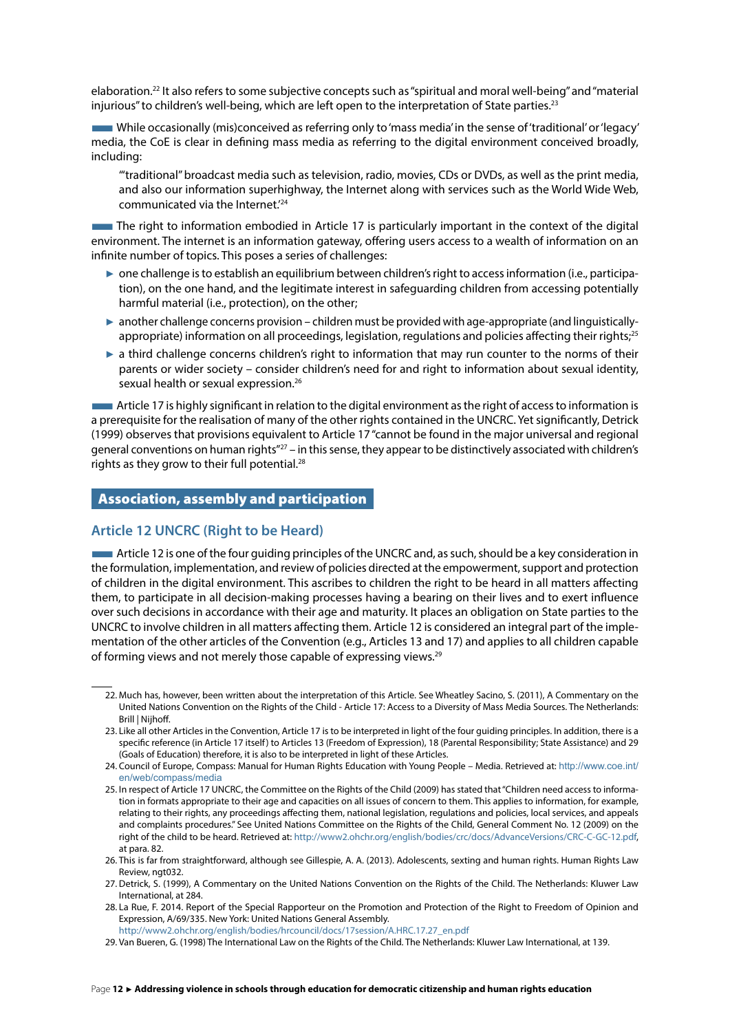elaboration.[22] It also refers to some subjective concepts such as "spiritual and moral well-being" and "material injurious" to children's well-being, which are left open to the interpretation of State parties.[23]

While occasionally (mis)conceived as referring only to 'mass media' in the sense of 'traditional' or 'legacy' media, the CoE is clear in defining mass media as referring to the digital environment conceived broadly, including:

> '"traditional" broadcast media such as television, radio, movies, CDs or DVDs, as well as the print media, and also our information superhighway, the Internet along with services such as the World Wide Web, communicated via the Internet.'[24]

The right to information embodied in Article 17 is particularly important in the context of the digital environment. The internet is an information gateway, offering users access to a wealth of information on an infinite number of topics. This poses a series of challenges:

- one challenge is to establish an equilibrium between children's right to access information (i.e., participation), on the one hand, and the legitimate interest in safeguarding children from accessing potentially harmful material (i.e., protection), on the other;
- another challenge concerns provision – children must be provided with age-appropriate (and linguistically-appropriate) information on all proceedings, legislation, regulations and policies affecting their rights;[25]
- a third challenge concerns children's right to information that may run counter to the norms of their parents or wider society – consider children's need for and right to information about sexual identity, sexual health or sexual expression.[26]

Article 17 is highly significant in relation to the digital environment as the right of access to information is a prerequisite for the realisation of many of the other rights contained in the UNCRC. Yet significantly, Detrick (1999) observes that provisions equivalent to Article 17 "cannot be found in the major universal and regional general conventions on human rights"[27] – in this sense, they appear to be distinctively associated with children's rights as they grow to their full potential.[28]

## Association, assembly and participation

### Article 12 UNCRC (Right to be Heard)

Article 12 is one of the four guiding principles of the UNCRC and, as such, should be a key consideration in the formulation, implementation, and review of policies directed at the empowerment, support and protection of children in the digital environment. This ascribes to children the right to be heard in all matters affecting them, to participate in all decision-making processes having a bearing on their lives and to exert influence over such decisions in accordance with their age and maturity. It places an obligation on State parties to the UNCRC to involve children in all matters affecting them. Article 12 is considered an integral part of the implementation of the other articles of the Convention (e.g., Articles 13 and 17) and applies to all children capable of forming views and not merely those capable of expressing views.[29]

---

22. Much has, however, been written about the interpretation of this Article. See Wheatley Sacino, S. (2011), A Commentary on the United Nations Convention on the Rights of the Child - Article 17: Access to a Diversity of Mass Media Sources. The Netherlands: Brill | Nijhoff.
23. Like all other Articles in the Convention, Article 17 is to be interpreted in light of the four guiding principles. In addition, there is a specific reference (in Article 17 itself) to Articles 13 (Freedom of Expression), 18 (Parental Responsibility; State Assistance) and 29 (Goals of Education) therefore, it is also to be interpreted in light of these Articles.
24. Council of Europe, Compass: Manual for Human Rights Education with Young People – Media. Retrieved at: http://www.coe.int/en/web/compass/media
25. In respect of Article 17 UNCRC, the Committee on the Rights of the Child (2009) has stated that "Children need access to information in formats appropriate to their age and capacities on all issues of concern to them. This applies to information, for example, relating to their rights, any proceedings affecting them, national legislation, regulations and policies, local services, and appeals and complaints procedures." See United Nations Committee on the Rights of the Child, General Comment No. 12 (2009) on the right of the child to be heard. Retrieved at: http://www2.ohchr.org/english/bodies/crc/docs/AdvanceVersions/CRC-C-GC-12.pdf, at para. 82.
26. This is far from straightforward, although see Gillespie, A. A. (2013). Adolescents, sexting and human rights. Human Rights Law Review, ngt032.
27. Detrick, S. (1999), A Commentary on the United Nations Convention on the Rights of the Child. The Netherlands: Kluwer Law International, at 284.
28. La Rue, F. 2014. Report of the Special Rapporteur on the Promotion and Protection of the Right to Freedom of Opinion and Expression, A/69/335. New York: United Nations General Assembly. http://www2.ohchr.org/english/bodies/hrcouncil/docs/17session/A.HRC.17.27_en.pdf
29. Van Bueren, G. (1998) The International Law on the Rights of the Child. The Netherlands: Kluwer Law International, at 139.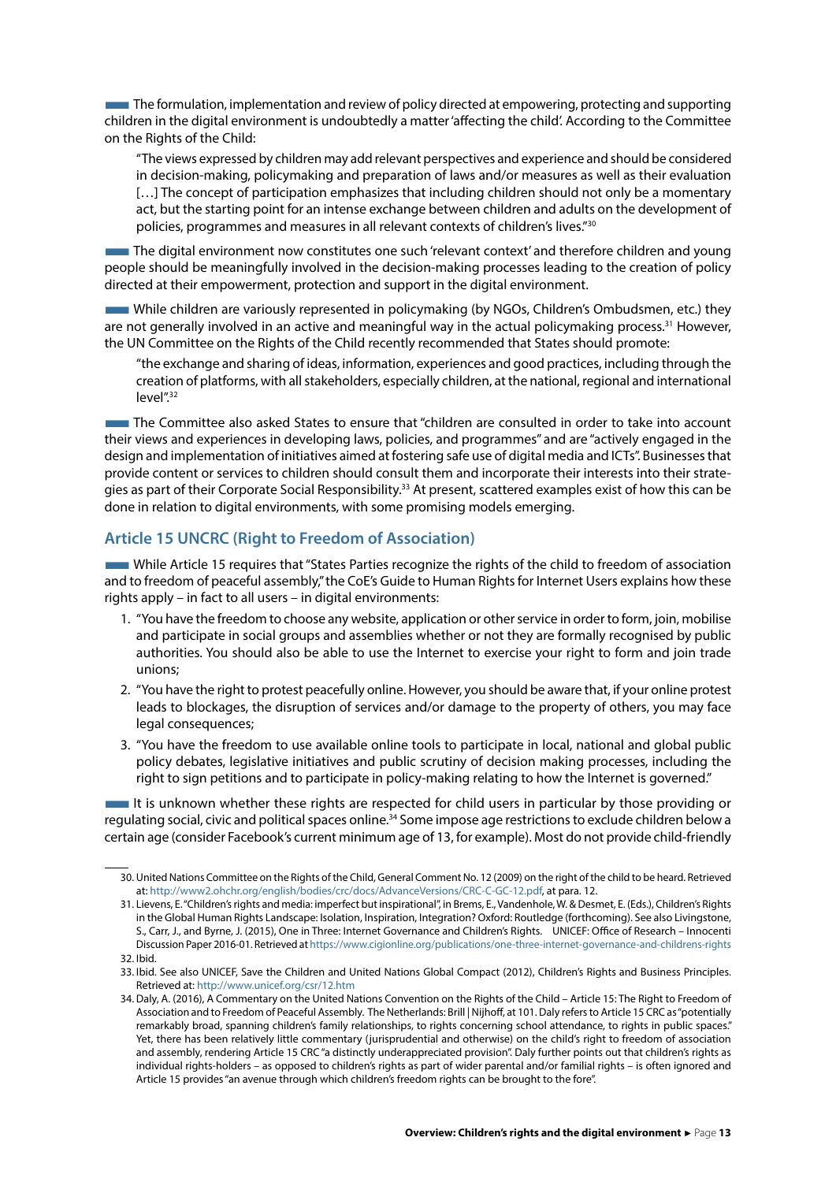The formulation, implementation and review of policy directed at empowering, protecting and supporting children in the digital environment is undoubtedly a matter 'affecting the child'. According to the Committee on the Rights of the Child:

> "The views expressed by children may add relevant perspectives and experience and should be considered in decision-making, policymaking and preparation of laws and/or measures as well as their evaluation […] The concept of participation emphasizes that including children should not only be a momentary act, but the starting point for an intense exchange between children and adults on the development of policies, programmes and measures in all relevant contexts of children's lives."[30]

The digital environment now constitutes one such 'relevant context' and therefore children and young people should be meaningfully involved in the decision-making processes leading to the creation of policy directed at their empowerment, protection and support in the digital environment.

While children are variously represented in policymaking (by NGOs, Children's Ombudsmen, etc.) they are not generally involved in an active and meaningful way in the actual policymaking process.[31] However, the UN Committee on the Rights of the Child recently recommended that States should promote:

> "the exchange and sharing of ideas, information, experiences and good practices, including through the creation of platforms, with all stakeholders, especially children, at the national, regional and international level".[32]

The Committee also asked States to ensure that "children are consulted in order to take into account their views and experiences in developing laws, policies, and programmes" and are "actively engaged in the design and implementation of initiatives aimed at fostering safe use of digital media and ICTs". Businesses that provide content or services to children should consult them and incorporate their interests into their strategies as part of their Corporate Social Responsibility.[33] At present, scattered examples exist of how this can be done in relation to digital environments, with some promising models emerging.

## Article 15 UNCRC (Right to Freedom of Association)

While Article 15 requires that "States Parties recognize the rights of the child to freedom of association and to freedom of peaceful assembly," the CoE's Guide to Human Rights for Internet Users explains how these rights apply – in fact to all users – in digital environments:

1. "You have the freedom to choose any website, application or other service in order to form, join, mobilise and participate in social groups and assemblies whether or not they are formally recognised by public authorities. You should also be able to use the Internet to exercise your right to form and join trade unions;
2. "You have the right to protest peacefully online. However, you should be aware that, if your online protest leads to blockages, the disruption of services and/or damage to the property of others, you may face legal consequences;
3. "You have the freedom to use available online tools to participate in local, national and global public policy debates, legislative initiatives and public scrutiny of decision making processes, including the right to sign petitions and to participate in policy-making relating to how the Internet is governed."

It is unknown whether these rights are respected for child users in particular by those providing or regulating social, civic and political spaces online.[34] Some impose age restrictions to exclude children below a certain age (consider Facebook's current minimum age of 13, for example). Most do not provide child-friendly

---

30. United Nations Committee on the Rights of the Child, General Comment No. 12 (2009) on the right of the child to be heard. Retrieved at: http://www2.ohchr.org/english/bodies/crc/docs/AdvanceVersions/CRC-C-GC-12.pdf, at para. 12.
31. Lievens, E. "Children's rights and media: imperfect but inspirational", in Brems, E., Vandenhole, W. & Desmet, E. (Eds.), Children's Rights in the Global Human Rights Landscape: Isolation, Inspiration, Integration? Oxford: Routledge (forthcoming). See also Livingstone, S., Carr, J., and Byrne, J. (2015), One in Three: Internet Governance and Children's Rights. UNICEF: Office of Research – Innocenti Discussion Paper 2016-01. Retrieved at https://www.cigionline.org/publications/one-three-internet-governance-and-childrens-rights
32. Ibid.
33. Ibid. See also UNICEF, Save the Children and United Nations Global Compact (2012), Children's Rights and Business Principles. Retrieved at: http://www.unicef.org/csr/12.htm
34. Daly, A. (2016), A Commentary on the United Nations Convention on the Rights of the Child – Article 15: The Right to Freedom of Association and to Freedom of Peaceful Assembly. The Netherlands: Brill | Nijhoff, at 101. Daly refers to Article 15 CRC as "potentially remarkably broad, spanning children's family relationships, to rights concerning school attendance, to rights in public spaces." Yet, there has been relatively little commentary (jurisprudential and otherwise) on the child's right to freedom of association and assembly, rendering Article 15 CRC "a distinctly underappreciated provision". Daly further points out that children's rights as individual rights-holders – as opposed to children's rights as part of wider parental and/or familial rights – is often ignored and Article 15 provides "an avenue through which children's freedom rights can be brought to the fore".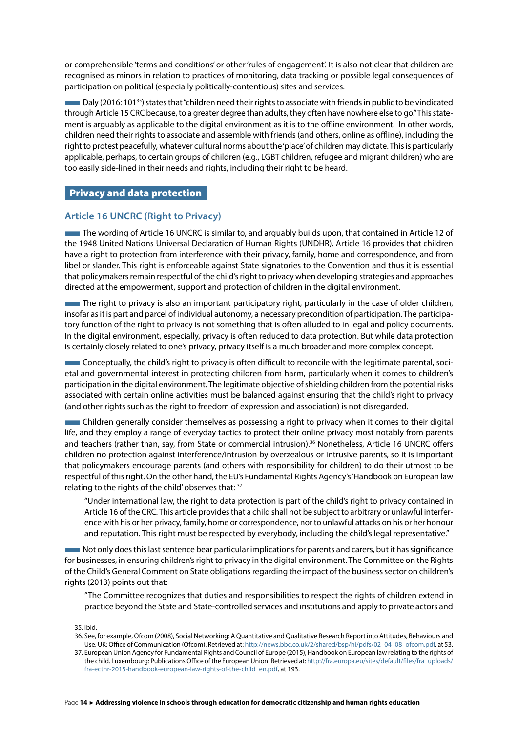or comprehensible 'terms and conditions' or other 'rules of engagement'. It is also not clear that children are recognised as minors in relation to practices of monitoring, data tracking or possible legal consequences of participation on political (especially politically-contentious) sites and services.

Daly (2016: 101[35]) states that "children need their rights to associate with friends in public to be vindicated through Article 15 CRC because, to a greater degree than adults, they often have nowhere else to go." This statement is arguably as applicable to the digital environment as it is to the offline environment. In other words, children need their rights to associate and assemble with friends (and others, online as offline), including the right to protest peacefully, whatever cultural norms about the 'place' of children may dictate. This is particularly applicable, perhaps, to certain groups of children (e.g., LGBT children, refugee and migrant children) who are too easily side-lined in their needs and rights, including their right to be heard.

## Privacy and data protection

### Article 16 UNCRC (Right to Privacy)

The wording of Article 16 UNCRC is similar to, and arguably builds upon, that contained in Article 12 of the 1948 United Nations Universal Declaration of Human Rights (UNDHR). Article 16 provides that children have a right to protection from interference with their privacy, family, home and correspondence, and from libel or slander. This right is enforceable against State signatories to the Convention and thus it is essential that policymakers remain respectful of the child's right to privacy when developing strategies and approaches directed at the empowerment, support and protection of children in the digital environment.

The right to privacy is also an important participatory right, particularly in the case of older children, insofar as it is part and parcel of individual autonomy, a necessary precondition of participation. The participatory function of the right to privacy is not something that is often alluded to in legal and policy documents. In the digital environment, especially, privacy is often reduced to data protection. But while data protection is certainly closely related to one's privacy, privacy itself is a much broader and more complex concept.

Conceptually, the child's right to privacy is often difficult to reconcile with the legitimate parental, societal and governmental interest in protecting children from harm, particularly when it comes to children's participation in the digital environment. The legitimate objective of shielding children from the potential risks associated with certain online activities must be balanced against ensuring that the child's right to privacy (and other rights such as the right to freedom of expression and association) is not disregarded.

Children generally consider themselves as possessing a right to privacy when it comes to their digital life, and they employ a range of everyday tactics to protect their online privacy most notably from parents and teachers (rather than, say, from State or commercial intrusion).[36] Nonetheless, Article 16 UNCRC offers children no protection against interference/intrusion by overzealous or intrusive parents, so it is important that policymakers encourage parents (and others with responsibility for children) to do their utmost to be respectful of this right. On the other hand, the EU's Fundamental Rights Agency's 'Handbook on European law relating to the rights of the child' observes that: [37]

> "Under international law, the right to data protection is part of the child's right to privacy contained in Article 16 of the CRC. This article provides that a child shall not be subject to arbitrary or unlawful interference with his or her privacy, family, home or correspondence, nor to unlawful attacks on his or her honour and reputation. This right must be respected by everybody, including the child's legal representative."

Not only does this last sentence bear particular implications for parents and carers, but it has significance for businesses, in ensuring children's right to privacy in the digital environment. The Committee on the Rights of the Child's General Comment on State obligations regarding the impact of the business sector on children's rights (2013) points out that:

> "The Committee recognizes that duties and responsibilities to respect the rights of children extend in practice beyond the State and State-controlled services and institutions and apply to private actors and

---

35. Ibid.

36. See, for example, Ofcom (2008), Social Networking: A Quantitative and Qualitative Research Report into Attitudes, Behaviours and Use. UK: Office of Communication (Ofcom). Retrieved at: http://news.bbc.co.uk/2/shared/bsp/hi/pdfs/02_04_08_ofcom.pdf, at 53.

37. European Union Agency for Fundamental Rights and Council of Europe (2015), Handbook on European law relating to the rights of the child. Luxembourg: Publications Office of the European Union. Retrieved at: http://fra.europa.eu/sites/default/files/fra_uploads/fra-ecthr-2015-handbook-european-law-rights-of-the-child_en.pdf, at 193.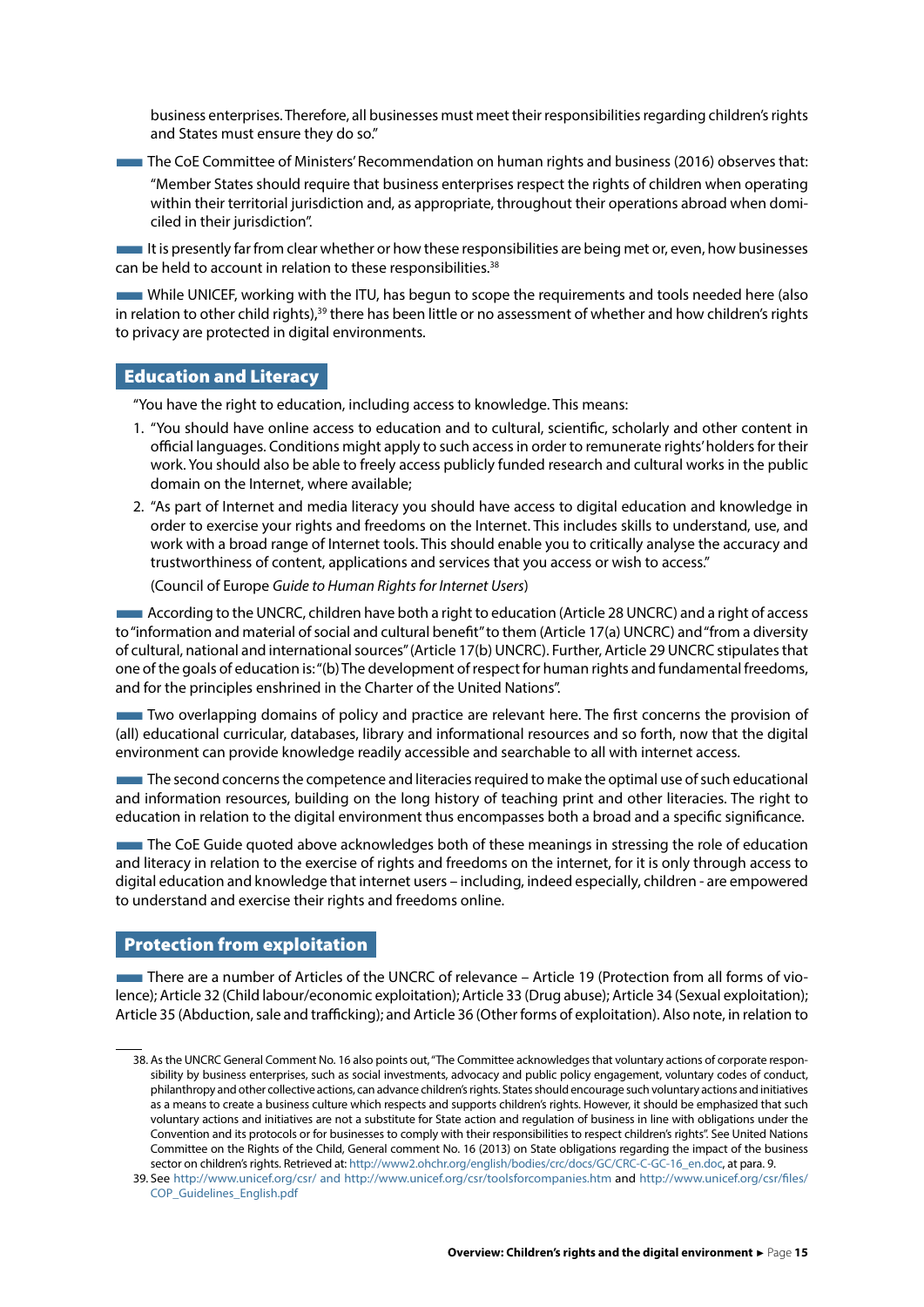business enterprises. Therefore, all businesses must meet their responsibilities regarding children's rights and States must ensure they do so."

The CoE Committee of Ministers' Recommendation on human rights and business (2016) observes that: "Member States should require that business enterprises respect the rights of children when operating within their territorial jurisdiction and, as appropriate, throughout their operations abroad when domiciled in their jurisdiction".

It is presently far from clear whether or how these responsibilities are being met or, even, how businesses can be held to account in relation to these responsibilities.[38]

While UNICEF, working with the ITU, has begun to scope the requirements and tools needed here (also in relation to other child rights),[39] there has been little or no assessment of whether and how children's rights to privacy are protected in digital environments.

## Education and Literacy

"You have the right to education, including access to knowledge. This means:

1. "You should have online access to education and to cultural, scientific, scholarly and other content in official languages. Conditions might apply to such access in order to remunerate rights' holders for their work. You should also be able to freely access publicly funded research and cultural works in the public domain on the Internet, where available;
2. "As part of Internet and media literacy you should have access to digital education and knowledge in order to exercise your rights and freedoms on the Internet. This includes skills to understand, use, and work with a broad range of Internet tools. This should enable you to critically analyse the accuracy and trustworthiness of content, applications and services that you access or wish to access."

(Council of Europe *Guide to Human Rights for Internet Users*)

According to the UNCRC, children have both a right to education (Article 28 UNCRC) and a right of access to "information and material of social and cultural benefit" to them (Article 17(a) UNCRC) and "from a diversity of cultural, national and international sources" (Article 17(b) UNCRC). Further, Article 29 UNCRC stipulates that one of the goals of education is: "(b) The development of respect for human rights and fundamental freedoms, and for the principles enshrined in the Charter of the United Nations".

Two overlapping domains of policy and practice are relevant here. The first concerns the provision of (all) educational curricular, databases, library and informational resources and so forth, now that the digital environment can provide knowledge readily accessible and searchable to all with internet access.

The second concerns the competence and literacies required to make the optimal use of such educational and information resources, building on the long history of teaching print and other literacies. The right to education in relation to the digital environment thus encompasses both a broad and a specific significance.

The CoE Guide quoted above acknowledges both of these meanings in stressing the role of education and literacy in relation to the exercise of rights and freedoms on the internet, for it is only through access to digital education and knowledge that internet users – including, indeed especially, children - are empowered to understand and exercise their rights and freedoms online.

## Protection from exploitation

There are a number of Articles of the UNCRC of relevance – Article 19 (Protection from all forms of violence); Article 32 (Child labour/economic exploitation); Article 33 (Drug abuse); Article 34 (Sexual exploitation); Article 35 (Abduction, sale and trafficking); and Article 36 (Other forms of exploitation). Also note, in relation to

---

38. As the UNCRC General Comment No. 16 also points out, "The Committee acknowledges that voluntary actions of corporate responsibility by business enterprises, such as social investments, advocacy and public policy engagement, voluntary codes of conduct, philanthropy and other collective actions, can advance children's rights. States should encourage such voluntary actions and initiatives as a means to create a business culture which respects and supports children's rights. However, it should be emphasized that such voluntary actions and initiatives are not a substitute for State action and regulation of business in line with obligations under the Convention and its protocols or for businesses to comply with their responsibilities to respect children's rights". See United Nations Committee on the Rights of the Child, General comment No. 16 (2013) on State obligations regarding the impact of the business sector on children's rights. Retrieved at: http://www2.ohchr.org/english/bodies/crc/docs/GC/CRC-C-GC-16_en.doc, at para. 9.

39. See http://www.unicef.org/csr/ and http://www.unicef.org/csr/toolsforcompanies.htm and http://www.unicef.org/csr/files/COP_Guidelines_English.pdf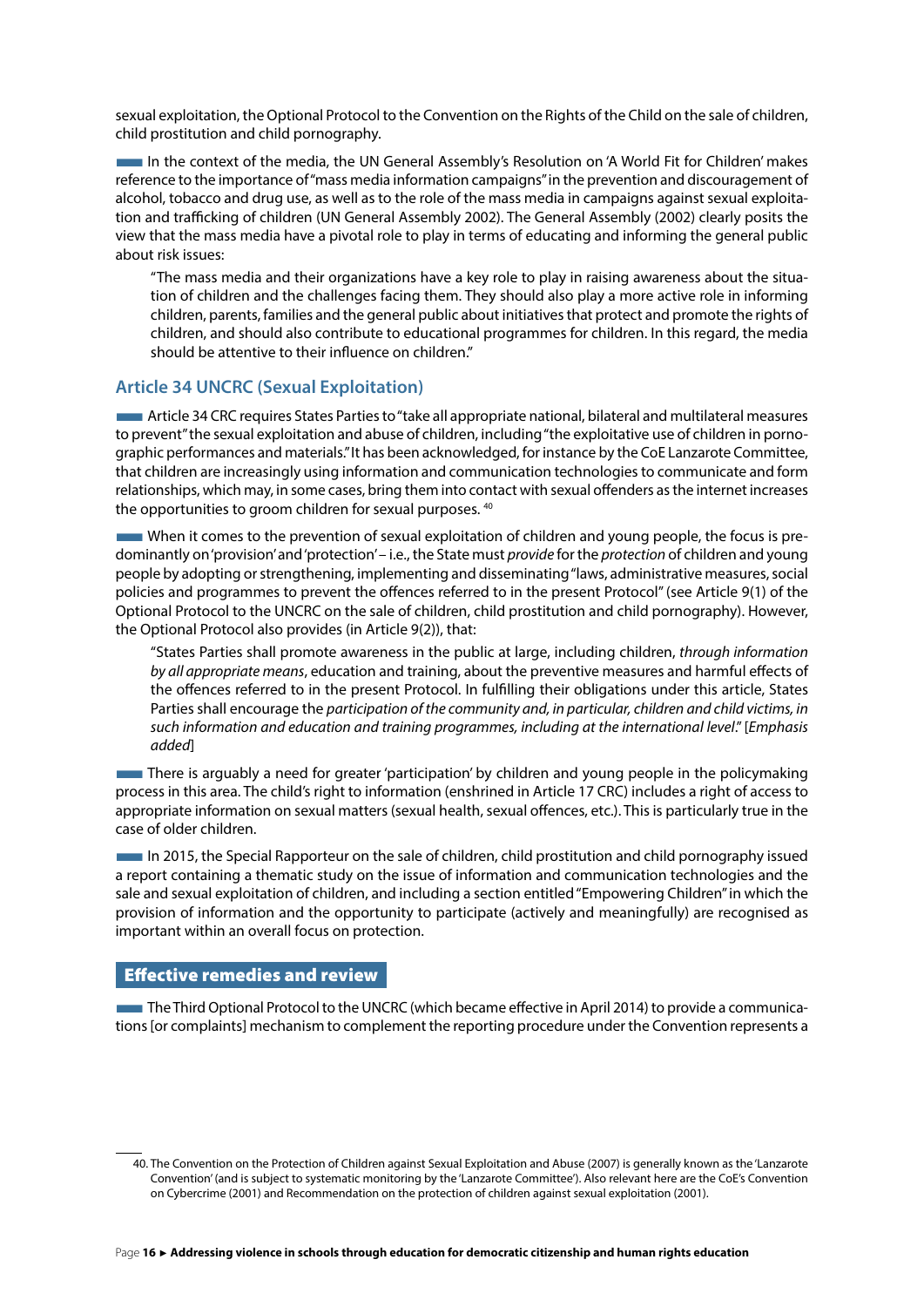sexual exploitation, the Optional Protocol to the Convention on the Rights of the Child on the sale of children, child prostitution and child pornography.

In the context of the media, the UN General Assembly's Resolution on 'A World Fit for Children' makes reference to the importance of "mass media information campaigns" in the prevention and discouragement of alcohol, tobacco and drug use, as well as to the role of the mass media in campaigns against sexual exploitation and trafficking of children (UN General Assembly 2002). The General Assembly (2002) clearly posits the view that the mass media have a pivotal role to play in terms of educating and informing the general public about risk issues:

> "The mass media and their organizations have a key role to play in raising awareness about the situation of children and the challenges facing them. They should also play a more active role in informing children, parents, families and the general public about initiatives that protect and promote the rights of children, and should also contribute to educational programmes for children. In this regard, the media should be attentive to their influence on children."

### Article 34 UNCRC (Sexual Exploitation)

Article 34 CRC requires States Parties to "take all appropriate national, bilateral and multilateral measures to prevent" the sexual exploitation and abuse of children, including "the exploitative use of children in pornographic performances and materials." It has been acknowledged, for instance by the CoE Lanzarote Committee, that children are increasingly using information and communication technologies to communicate and form relationships, which may, in some cases, bring them into contact with sexual offenders as the internet increases the opportunities to groom children for sexual purposes. [40]

When it comes to the prevention of sexual exploitation of children and young people, the focus is predominantly on 'provision' and 'protection' – i.e., the State must *provide* for the *protection* of children and young people by adopting or strengthening, implementing and disseminating "laws, administrative measures, social policies and programmes to prevent the offences referred to in the present Protocol" (see Article 9(1) of the Optional Protocol to the UNCRC on the sale of children, child prostitution and child pornography). However, the Optional Protocol also provides (in Article 9(2)), that:

> "States Parties shall promote awareness in the public at large, including children, *through information by all appropriate means*, education and training, about the preventive measures and harmful effects of the offences referred to in the present Protocol. In fulfilling their obligations under this article, States Parties shall encourage the *participation of the community and, in particular, children and child victims, in such information and education and training programmes, including at the international level*." [*Emphasis added*]

There is arguably a need for greater 'participation' by children and young people in the policymaking process in this area. The child's right to information (enshrined in Article 17 CRC) includes a right of access to appropriate information on sexual matters (sexual health, sexual offences, etc.). This is particularly true in the case of older children.

In 2015, the Special Rapporteur on the sale of children, child prostitution and child pornography issued a report containing a thematic study on the issue of information and communication technologies and the sale and sexual exploitation of children, and including a section entitled "Empowering Children" in which the provision of information and the opportunity to participate (actively and meaningfully) are recognised as important within an overall focus on protection.

## Effective remedies and review

The Third Optional Protocol to the UNCRC (which became effective in April 2014) to provide a communications [or complaints] mechanism to complement the reporting procedure under the Convention represents a

---

40. The Convention on the Protection of Children against Sexual Exploitation and Abuse (2007) is generally known as the 'Lanzarote Convention' (and is subject to systematic monitoring by the 'Lanzarote Committee'). Also relevant here are the CoE's Convention on Cybercrime (2001) and Recommendation on the protection of children against sexual exploitation (2001).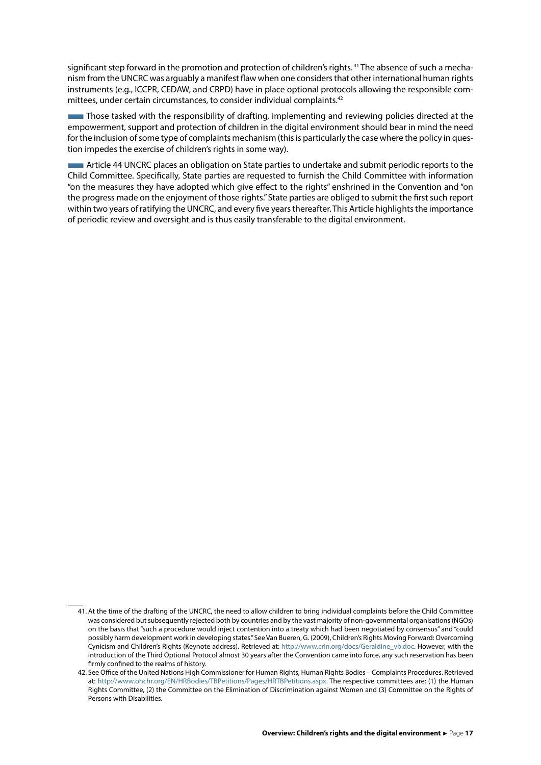significant step forward in the promotion and protection of children's rights.[41] The absence of such a mechanism from the UNCRC was arguably a manifest flaw when one considers that other international human rights instruments (e.g., ICCPR, CEDAW, and CRPD) have in place optional protocols allowing the responsible committees, under certain circumstances, to consider individual complaints.[42]

Those tasked with the responsibility of drafting, implementing and reviewing policies directed at the empowerment, support and protection of children in the digital environment should bear in mind the need for the inclusion of some type of complaints mechanism (this is particularly the case where the policy in question impedes the exercise of children's rights in some way).

Article 44 UNCRC places an obligation on State parties to undertake and submit periodic reports to the Child Committee. Specifically, State parties are requested to furnish the Child Committee with information "on the measures they have adopted which give effect to the rights" enshrined in the Convention and "on the progress made on the enjoyment of those rights." State parties are obliged to submit the first such report within two years of ratifying the UNCRC, and every five years thereafter. This Article highlights the importance of periodic review and oversight and is thus easily transferable to the digital environment.

---

41. At the time of the drafting of the UNCRC, the need to allow children to bring individual complaints before the Child Committee was considered but subsequently rejected both by countries and by the vast majority of non-governmental organisations (NGOs) on the basis that "such a procedure would inject contention into a treaty which had been negotiated by consensus" and "could possibly harm development work in developing states." See Van Bueren, G. (2009), Children's Rights Moving Forward: Overcoming Cynicism and Children's Rights (Keynote address). Retrieved at: http://www.crin.org/docs/Geraldine_vb.doc. However, with the introduction of the Third Optional Protocol almost 30 years after the Convention came into force, any such reservation has been firmly confined to the realms of history.

42. See Office of the United Nations High Commissioner for Human Rights, Human Rights Bodies – Complaints Procedures. Retrieved at: http://www.ohchr.org/EN/HRBodies/TBPetitions/Pages/HRTBPetitions.aspx. The respective committees are: (1) the Human Rights Committee, (2) the Committee on the Elimination of Discrimination against Women and (3) Committee on the Rights of Persons with Disabilities.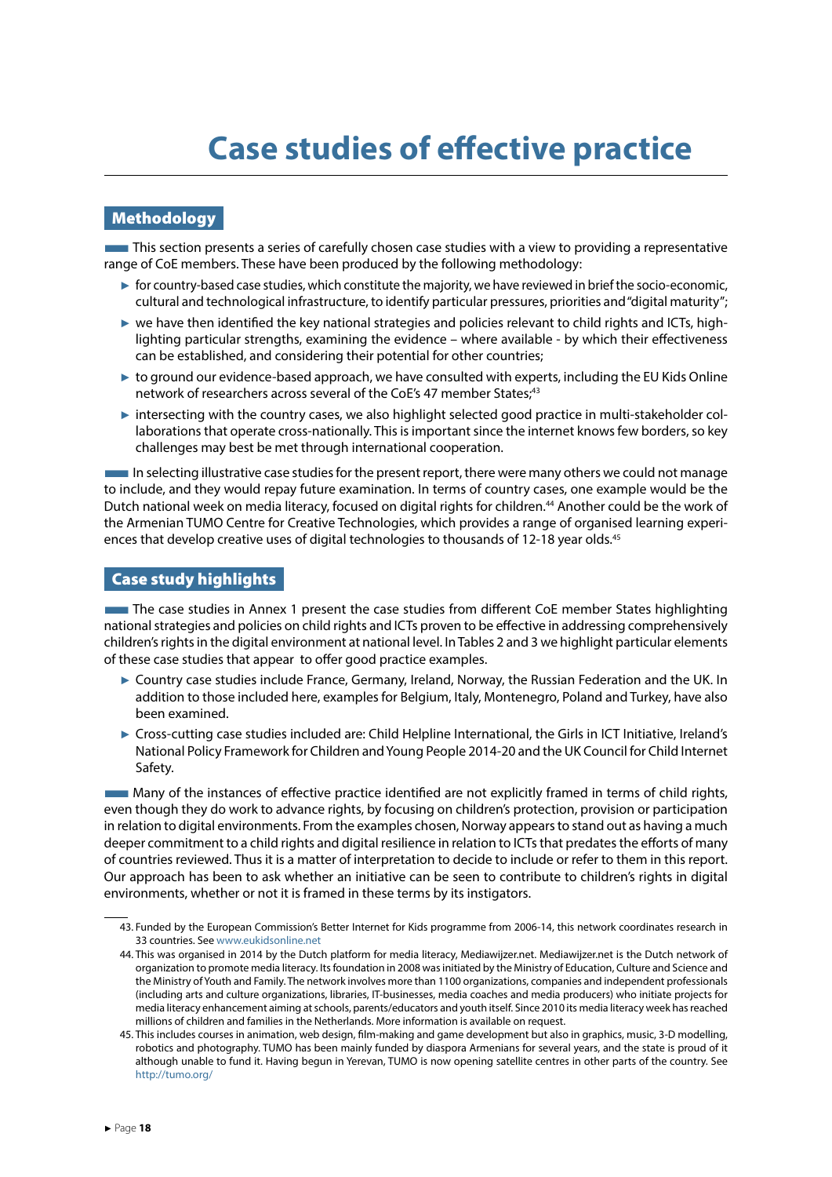# Case studies of effective practice

## Methodology

This section presents a series of carefully chosen case studies with a view to providing a representative range of CoE members. These have been produced by the following methodology:

- for country-based case studies, which constitute the majority, we have reviewed in brief the socio-economic, cultural and technological infrastructure, to identify particular pressures, priorities and "digital maturity";
- we have then identified the key national strategies and policies relevant to child rights and ICTs, highlighting particular strengths, examining the evidence – where available - by which their effectiveness can be established, and considering their potential for other countries;
- to ground our evidence-based approach, we have consulted with experts, including the EU Kids Online network of researchers across several of the CoE's 47 member States;[43]
- intersecting with the country cases, we also highlight selected good practice in multi-stakeholder collaborations that operate cross-nationally. This is important since the internet knows few borders, so key challenges may best be met through international cooperation.

In selecting illustrative case studies for the present report, there were many others we could not manage to include, and they would repay future examination. In terms of country cases, one example would be the Dutch national week on media literacy, focused on digital rights for children.[44] Another could be the work of the Armenian TUMO Centre for Creative Technologies, which provides a range of organised learning experiences that develop creative uses of digital technologies to thousands of 12-18 year olds.[45]

## Case study highlights

The case studies in Annex 1 present the case studies from different CoE member States highlighting national strategies and policies on child rights and ICTs proven to be effective in addressing comprehensively children's rights in the digital environment at national level. In Tables 2 and 3 we highlight particular elements of these case studies that appear to offer good practice examples.

- Country case studies include France, Germany, Ireland, Norway, the Russian Federation and the UK. In addition to those included here, examples for Belgium, Italy, Montenegro, Poland and Turkey, have also been examined.
- Cross-cutting case studies included are: Child Helpline International, the Girls in ICT Initiative, Ireland's National Policy Framework for Children and Young People 2014-20 and the UK Council for Child Internet Safety.

Many of the instances of effective practice identified are not explicitly framed in terms of child rights, even though they do work to advance rights, by focusing on children's protection, provision or participation in relation to digital environments. From the examples chosen, Norway appears to stand out as having a much deeper commitment to a child rights and digital resilience in relation to ICTs that predates the efforts of many of countries reviewed. Thus it is a matter of interpretation to decide to include or refer to them in this report. Our approach has been to ask whether an initiative can be seen to contribute to children's rights in digital environments, whether or not it is framed in these terms by its instigators.

43. Funded by the European Commission's Better Internet for Kids programme from 2006-14, this network coordinates research in 33 countries. See www.eukidsonline.net

44. This was organised in 2014 by the Dutch platform for media literacy, Mediawijzer.net. Mediawijzer.net is the Dutch network of organization to promote media literacy. Its foundation in 2008 was initiated by the Ministry of Education, Culture and Science and the Ministry of Youth and Family. The network involves more than 1100 organizations, companies and independent professionals (including arts and culture organizations, libraries, IT-businesses, media coaches and media producers) who initiate projects for media literacy enhancement aiming at schools, parents/educators and youth itself. Since 2010 its media literacy week has reached millions of children and families in the Netherlands. More information is available on request.

45. This includes courses in animation, web design, film-making and game development but also in graphics, music, 3-D modelling, robotics and photography. TUMO has been mainly funded by diaspora Armenians for several years, and the state is proud of it although unable to fund it. Having begun in Yerevan, TUMO is now opening satellite centres in other parts of the country. See http://tumo.org/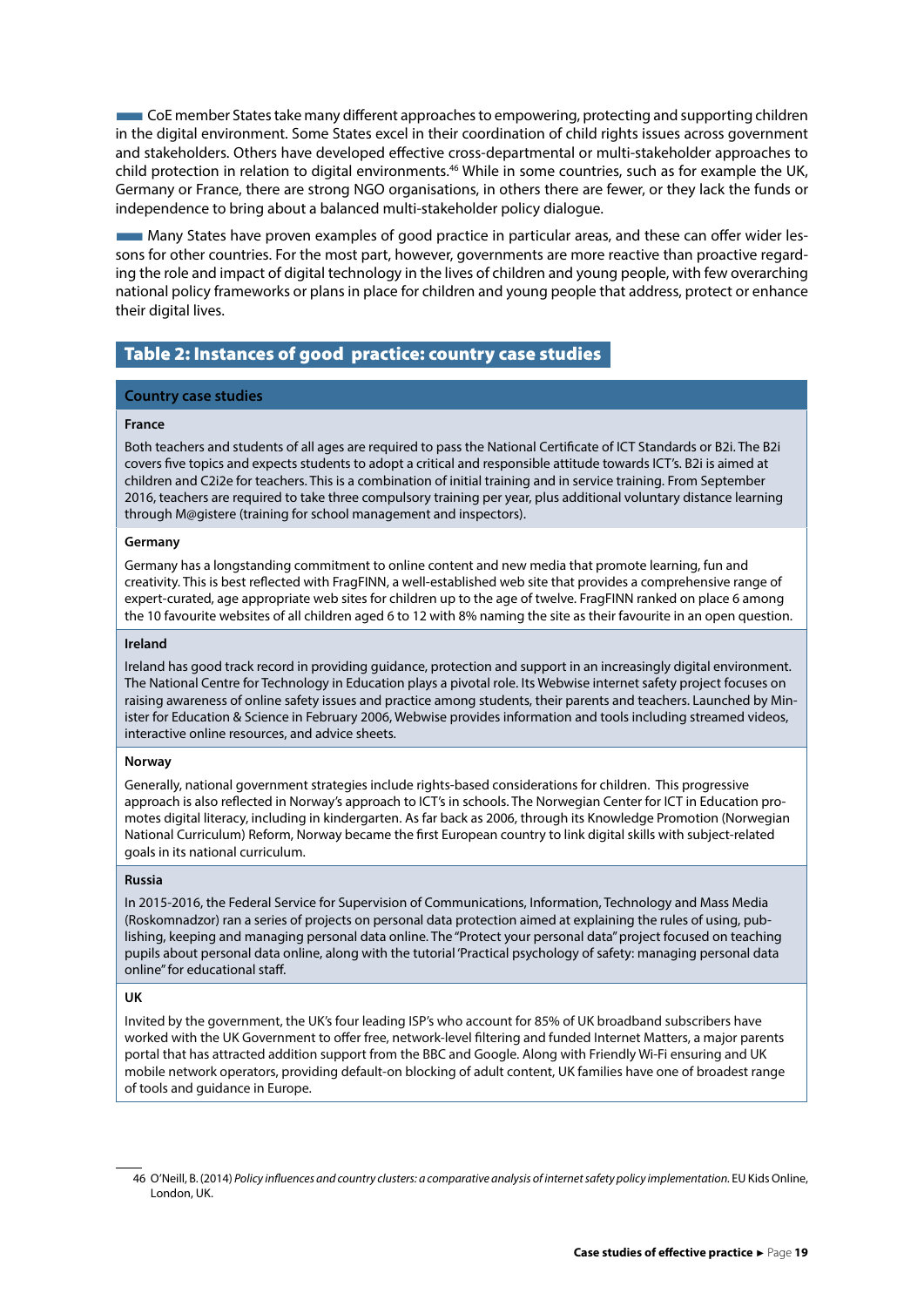CoE member States take many different approaches to empowering, protecting and supporting children in the digital environment. Some States excel in their coordination of child rights issues across government and stakeholders. Others have developed effective cross-departmental or multi-stakeholder approaches to child protection in relation to digital environments.[46] While in some countries, such as for example the UK, Germany or France, there are strong NGO organisations, in others there are fewer, or they lack the funds or independence to bring about a balanced multi-stakeholder policy dialogue.

Many States have proven examples of good practice in particular areas, and these can offer wider lessons for other countries. For the most part, however, governments are more reactive than proactive regarding the role and impact of digital technology in the lives of children and young people, with few overarching national policy frameworks or plans in place for children and young people that address, protect or enhance their digital lives.

## Table 2: Instances of good practice: country case studies

| Country case studies |
|---|
| **France**<br>Both teachers and students of all ages are required to pass the National Certificate of ICT Standards or B2i. The B2i covers five topics and expects students to adopt a critical and responsible attitude towards ICT's. B2i is aimed at children and C2i2e for teachers. This is a combination of initial training and in service training. From September 2016, teachers are required to take three compulsory training per year, plus additional voluntary distance learning through M@gistere (training for school management and inspectors). |
| **Germany**<br>Germany has a longstanding commitment to online content and new media that promote learning, fun and creativity. This is best reflected with FragFINN, a well-established web site that provides a comprehensive range of expert-curated, age appropriate web sites for children up to the age of twelve. FragFINN ranked on place 6 among the 10 favourite websites of all children aged 6 to 12 with 8% naming the site as their favourite in an open question. |
| **Ireland**<br>Ireland has good track record in providing guidance, protection and support in an increasingly digital environment. The National Centre for Technology in Education plays a pivotal role. Its Webwise internet safety project focuses on raising awareness of online safety issues and practice among students, their parents and teachers. Launched by Minister for Education & Science in February 2006, Webwise provides information and tools including streamed videos, interactive online resources, and advice sheets. |
| **Norway**<br>Generally, national government strategies include rights-based considerations for children. This progressive approach is also reflected in Norway's approach to ICT's in schools. The Norwegian Center for ICT in Education promotes digital literacy, including in kindergarten. As far back as 2006, through its Knowledge Promotion (Norwegian National Curriculum) Reform, Norway became the first European country to link digital skills with subject-related goals in its national curriculum. |
| **Russia**<br>In 2015-2016, the Federal Service for Supervision of Communications, Information, Technology and Mass Media (Roskomnadzor) ran a series of projects on personal data protection aimed at explaining the rules of using, publishing, keeping and managing personal data online. The "Protect your personal data" project focused on teaching pupils about personal data online, along with the tutorial 'Practical psychology of safety: managing personal data online" for educational staff. |
| **UK**<br>Invited by the government, the UK's four leading ISP's who account for 85% of UK broadband subscribers have worked with the UK Government to offer free, network-level filtering and funded Internet Matters, a major parents portal that has attracted addition support from the BBC and Google. Along with Friendly Wi-Fi ensuring and UK mobile network operators, providing default-on blocking of adult content, UK families have one of broadest range of tools and guidance in Europe. |

46 O'Neill, B. (2014) *Policy influences and country clusters: a comparative analysis of internet safety policy implementation.* EU Kids Online, London, UK.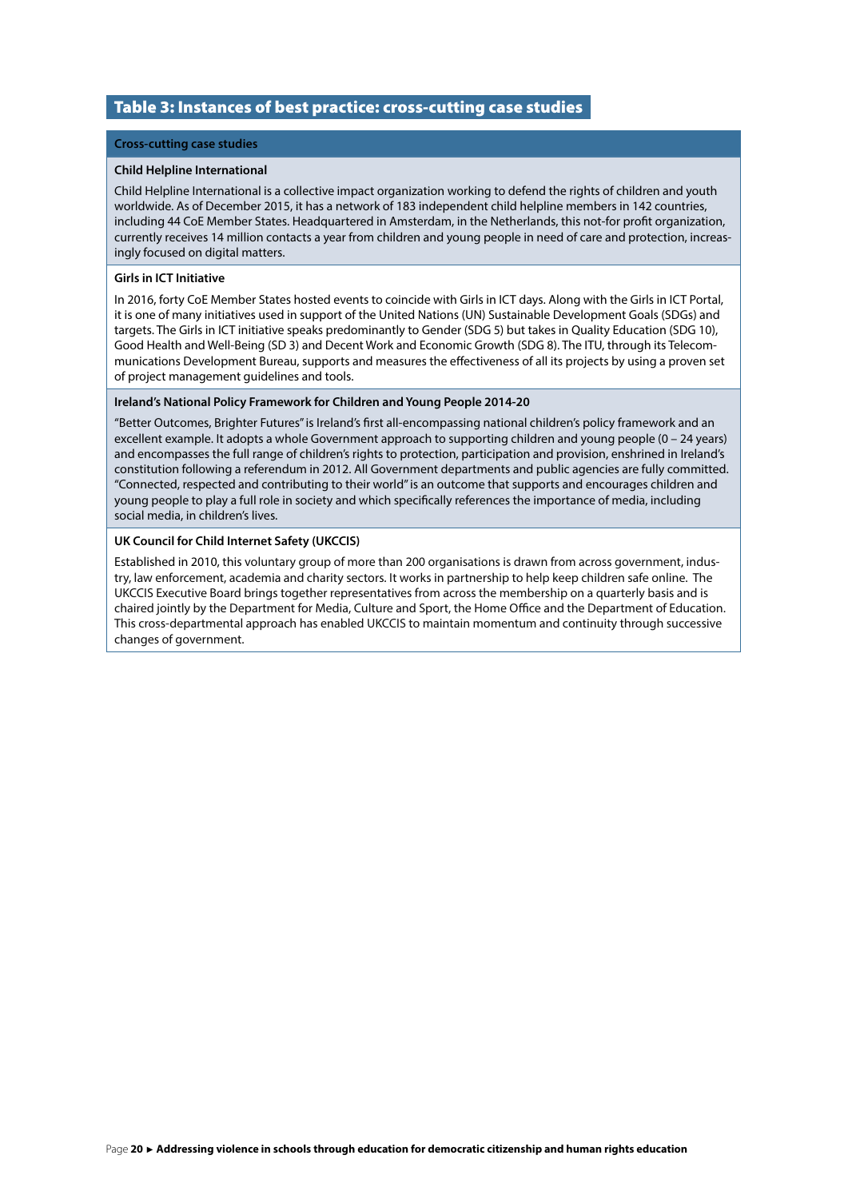## Table 3: Instances of best practice: cross-cutting case studies

| Cross-cutting case studies |
|---|
| **Child Helpline International**<br><br>Child Helpline International is a collective impact organization working to defend the rights of children and youth worldwide. As of December 2015, it has a network of 183 independent child helpline members in 142 countries, including 44 CoE Member States. Headquartered in Amsterdam, in the Netherlands, this not-for profit organization, currently receives 14 million contacts a year from children and young people in need of care and protection, increasingly focused on digital matters. |
| **Girls in ICT Initiative**<br><br>In 2016, forty CoE Member States hosted events to coincide with Girls in ICT days. Along with the Girls in ICT Portal, it is one of many initiatives used in support of the United Nations (UN) Sustainable Development Goals (SDGs) and targets. The Girls in ICT initiative speaks predominantly to Gender (SDG 5) but takes in Quality Education (SDG 10), Good Health and Well-Being (SD 3) and Decent Work and Economic Growth (SDG 8). The ITU, through its Telecommunications Development Bureau, supports and measures the effectiveness of all its projects by using a proven set of project management guidelines and tools. |
| **Ireland's National Policy Framework for Children and Young People 2014-20**<br><br>"Better Outcomes, Brighter Futures" is Ireland's first all-encompassing national children's policy framework and an excellent example. It adopts a whole Government approach to supporting children and young people (0 – 24 years) and encompasses the full range of children's rights to protection, participation and provision, enshrined in Ireland's constitution following a referendum in 2012. All Government departments and public agencies are fully committed. "Connected, respected and contributing to their world" is an outcome that supports and encourages children and young people to play a full role in society and which specifically references the importance of media, including social media, in children's lives. |
| **UK Council for Child Internet Safety (UKCCIS)**<br><br>Established in 2010, this voluntary group of more than 200 organisations is drawn from across government, industry, law enforcement, academia and charity sectors. It works in partnership to help keep children safe online. The UKCCIS Executive Board brings together representatives from across the membership on a quarterly basis and is chaired jointly by the Department for Media, Culture and Sport, the Home Office and the Department of Education. This cross-departmental approach has enabled UKCCIS to maintain momentum and continuity through successive changes of government. |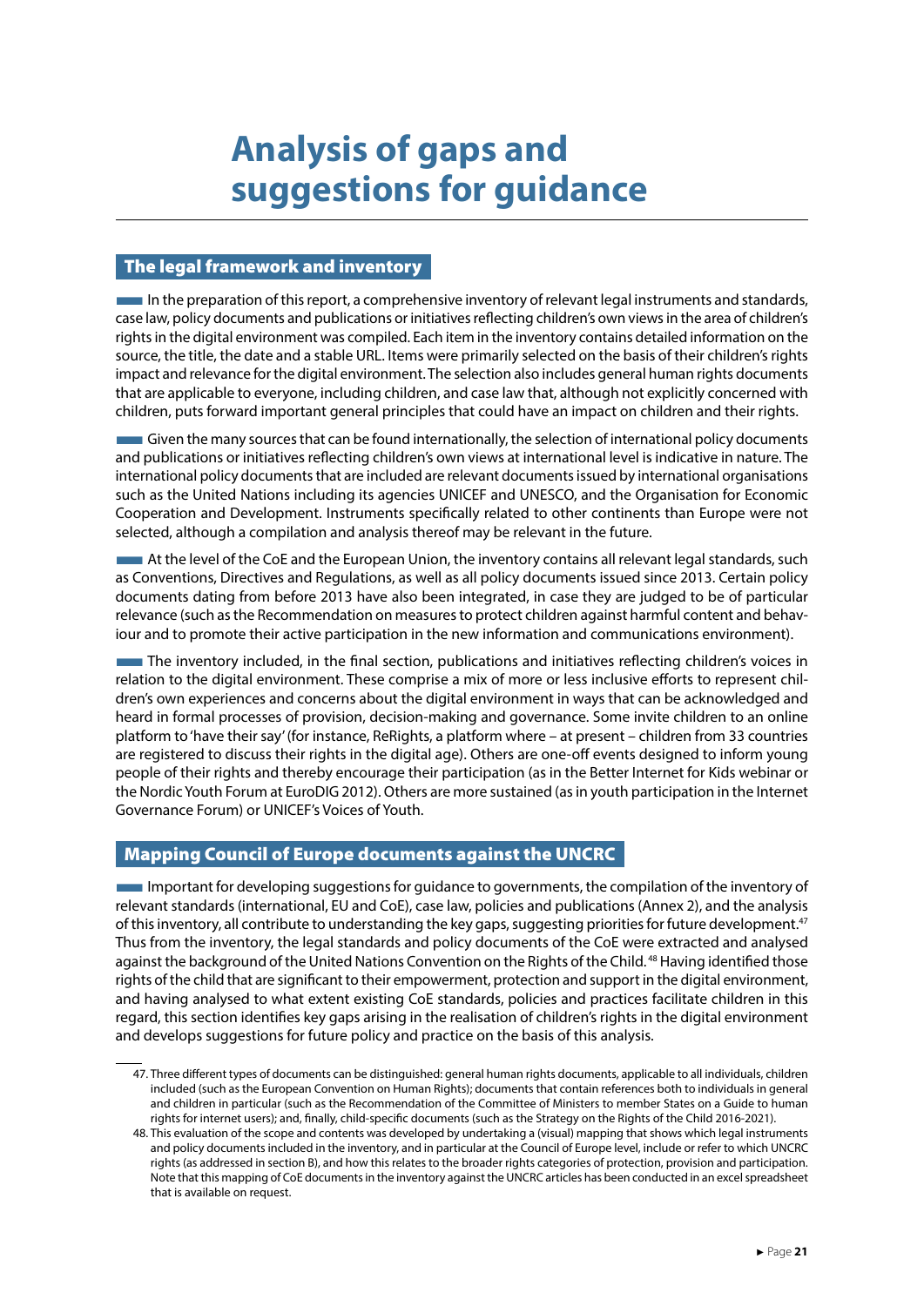# Analysis of gaps and suggestions for guidance

## The legal framework and inventory

In the preparation of this report, a comprehensive inventory of relevant legal instruments and standards, case law, policy documents and publications or initiatives reflecting children's own views in the area of children's rights in the digital environment was compiled. Each item in the inventory contains detailed information on the source, the title, the date and a stable URL. Items were primarily selected on the basis of their children's rights impact and relevance for the digital environment. The selection also includes general human rights documents that are applicable to everyone, including children, and case law that, although not explicitly concerned with children, puts forward important general principles that could have an impact on children and their rights.

Given the many sources that can be found internationally, the selection of international policy documents and publications or initiatives reflecting children's own views at international level is indicative in nature. The international policy documents that are included are relevant documents issued by international organisations such as the United Nations including its agencies UNICEF and UNESCO, and the Organisation for Economic Cooperation and Development. Instruments specifically related to other continents than Europe were not selected, although a compilation and analysis thereof may be relevant in the future.

At the level of the CoE and the European Union, the inventory contains all relevant legal standards, such as Conventions, Directives and Regulations, as well as all policy documents issued since 2013. Certain policy documents dating from before 2013 have also been integrated, in case they are judged to be of particular relevance (such as the Recommendation on measures to protect children against harmful content and behaviour and to promote their active participation in the new information and communications environment).

The inventory included, in the final section, publications and initiatives reflecting children's voices in relation to the digital environment. These comprise a mix of more or less inclusive efforts to represent children's own experiences and concerns about the digital environment in ways that can be acknowledged and heard in formal processes of provision, decision-making and governance. Some invite children to an online platform to 'have their say' (for instance, ReRights, a platform where – at present – children from 33 countries are registered to discuss their rights in the digital age). Others are one-off events designed to inform young people of their rights and thereby encourage their participation (as in the Better Internet for Kids webinar or the Nordic Youth Forum at EuroDIG 2012). Others are more sustained (as in youth participation in the Internet Governance Forum) or UNICEF's Voices of Youth.

## Mapping Council of Europe documents against the UNCRC

Important for developing suggestions for guidance to governments, the compilation of the inventory of relevant standards (international, EU and CoE), case law, policies and publications (Annex 2), and the analysis of this inventory, all contribute to understanding the key gaps, suggesting priorities for future development.[47] Thus from the inventory, the legal standards and policy documents of the CoE were extracted and analysed against the background of the United Nations Convention on the Rights of the Child.[48] Having identified those rights of the child that are significant to their empowerment, protection and support in the digital environment, and having analysed to what extent existing CoE standards, policies and practices facilitate children in this regard, this section identifies key gaps arising in the realisation of children's rights in the digital environment and develops suggestions for future policy and practice on the basis of this analysis.

---

47. Three different types of documents can be distinguished: general human rights documents, applicable to all individuals, children included (such as the European Convention on Human Rights); documents that contain references both to individuals in general and children in particular (such as the Recommendation of the Committee of Ministers to member States on a Guide to human rights for internet users); and, finally, child-specific documents (such as the Strategy on the Rights of the Child 2016-2021).

48. This evaluation of the scope and contents was developed by undertaking a (visual) mapping that shows which legal instruments and policy documents included in the inventory, and in particular at the Council of Europe level, include or refer to which UNCRC rights (as addressed in section B), and how this relates to the broader rights categories of protection, provision and participation. Note that this mapping of CoE documents in the inventory against the UNCRC articles has been conducted in an excel spreadsheet that is available on request.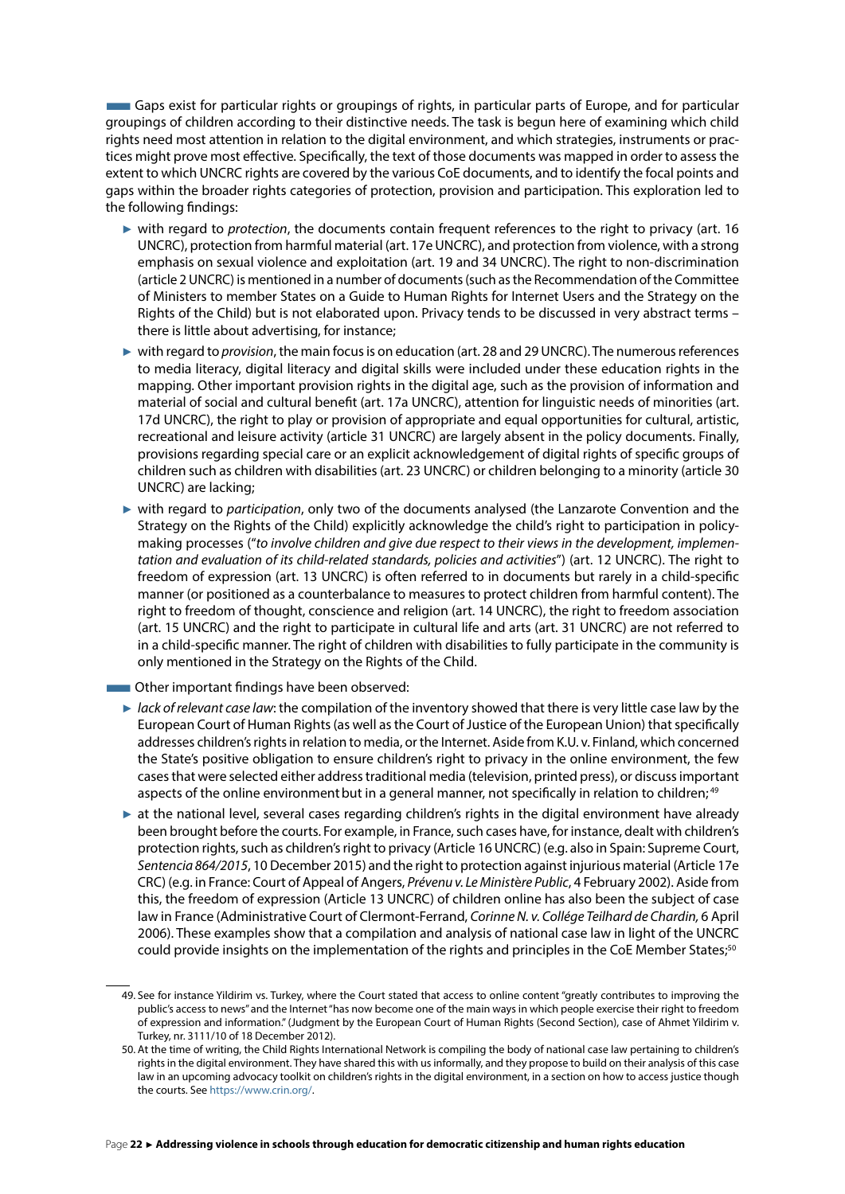Gaps exist for particular rights or groupings of rights, in particular parts of Europe, and for particular groupings of children according to their distinctive needs. The task is begun here of examining which child rights need most attention in relation to the digital environment, and which strategies, instruments or practices might prove most effective. Specifically, the text of those documents was mapped in order to assess the extent to which UNCRC rights are covered by the various CoE documents, and to identify the focal points and gaps within the broader rights categories of protection, provision and participation. This exploration led to the following findings:

- with regard to *protection*, the documents contain frequent references to the right to privacy (art. 16 UNCRC), protection from harmful material (art. 17e UNCRC), and protection from violence, with a strong emphasis on sexual violence and exploitation (art. 19 and 34 UNCRC). The right to non-discrimination (article 2 UNCRC) is mentioned in a number of documents (such as the Recommendation of the Committee of Ministers to member States on a Guide to Human Rights for Internet Users and the Strategy on the Rights of the Child) but is not elaborated upon. Privacy tends to be discussed in very abstract terms – there is little about advertising, for instance;
- with regard to *provision*, the main focus is on education (art. 28 and 29 UNCRC). The numerous references to media literacy, digital literacy and digital skills were included under these education rights in the mapping. Other important provision rights in the digital age, such as the provision of information and material of social and cultural benefit (art. 17a UNCRC), attention for linguistic needs of minorities (art. 17d UNCRC), the right to play or provision of appropriate and equal opportunities for cultural, artistic, recreational and leisure activity (article 31 UNCRC) are largely absent in the policy documents. Finally, provisions regarding special care or an explicit acknowledgement of digital rights of specific groups of children such as children with disabilities (art. 23 UNCRC) or children belonging to a minority (article 30 UNCRC) are lacking;
- with regard to *participation*, only two of the documents analysed (the Lanzarote Convention and the Strategy on the Rights of the Child) explicitly acknowledge the child's right to participation in policy-making processes ("*to involve children and give due respect to their views in the development, implementation and evaluation of its child-related standards, policies and activities*") (art. 12 UNCRC). The right to freedom of expression (art. 13 UNCRC) is often referred to in documents but rarely in a child-specific manner (or positioned as a counterbalance to measures to protect children from harmful content). The right to freedom of thought, conscience and religion (art. 14 UNCRC), the right to freedom association (art. 15 UNCRC) and the right to participate in cultural life and arts (art. 31 UNCRC) are not referred to in a child-specific manner. The right of children with disabilities to fully participate in the community is only mentioned in the Strategy on the Rights of the Child.

Other important findings have been observed:

- *lack of relevant case law*: the compilation of the inventory showed that there is very little case law by the European Court of Human Rights (as well as the Court of Justice of the European Union) that specifically addresses children's rights in relation to media, or the Internet. Aside from K.U. v. Finland, which concerned the State's positive obligation to ensure children's right to privacy in the online environment, the few cases that were selected either address traditional media (television, printed press), or discuss important aspects of the online environment but in a general manner, not specifically in relation to children;[49]
- at the national level, several cases regarding children's rights in the digital environment have already been brought before the courts. For example, in France, such cases have, for instance, dealt with children's protection rights, such as children's right to privacy (Article 16 UNCRC) (e.g. also in Spain: Supreme Court, *Sentencia 864/2015*, 10 December 2015) and the right to protection against injurious material (Article 17e CRC) (e.g. in France: Court of Appeal of Angers, *Prévenu v. Le Ministère Public*, 4 February 2002). Aside from this, the freedom of expression (Article 13 UNCRC) of children online has also been the subject of case law in France (Administrative Court of Clermont-Ferrand, *Corinne N. v. Collége Teilhard de Chardin,* 6 April 2006). These examples show that a compilation and analysis of national case law in light of the UNCRC could provide insights on the implementation of the rights and principles in the CoE Member States;[50]

---

49. See for instance Yildirim vs. Turkey, where the Court stated that access to online content "greatly contributes to improving the public's access to news" and the Internet "has now become one of the main ways in which people exercise their right to freedom of expression and information." (Judgment by the European Court of Human Rights (Second Section), case of Ahmet Yildirim v. Turkey, nr. 3111/10 of 18 December 2012).

50. At the time of writing, the Child Rights International Network is compiling the body of national case law pertaining to children's rights in the digital environment. They have shared this with us informally, and they propose to build on their analysis of this case law in an upcoming advocacy toolkit on children's rights in the digital environment, in a section on how to access justice though the courts. See https://www.crin.org/.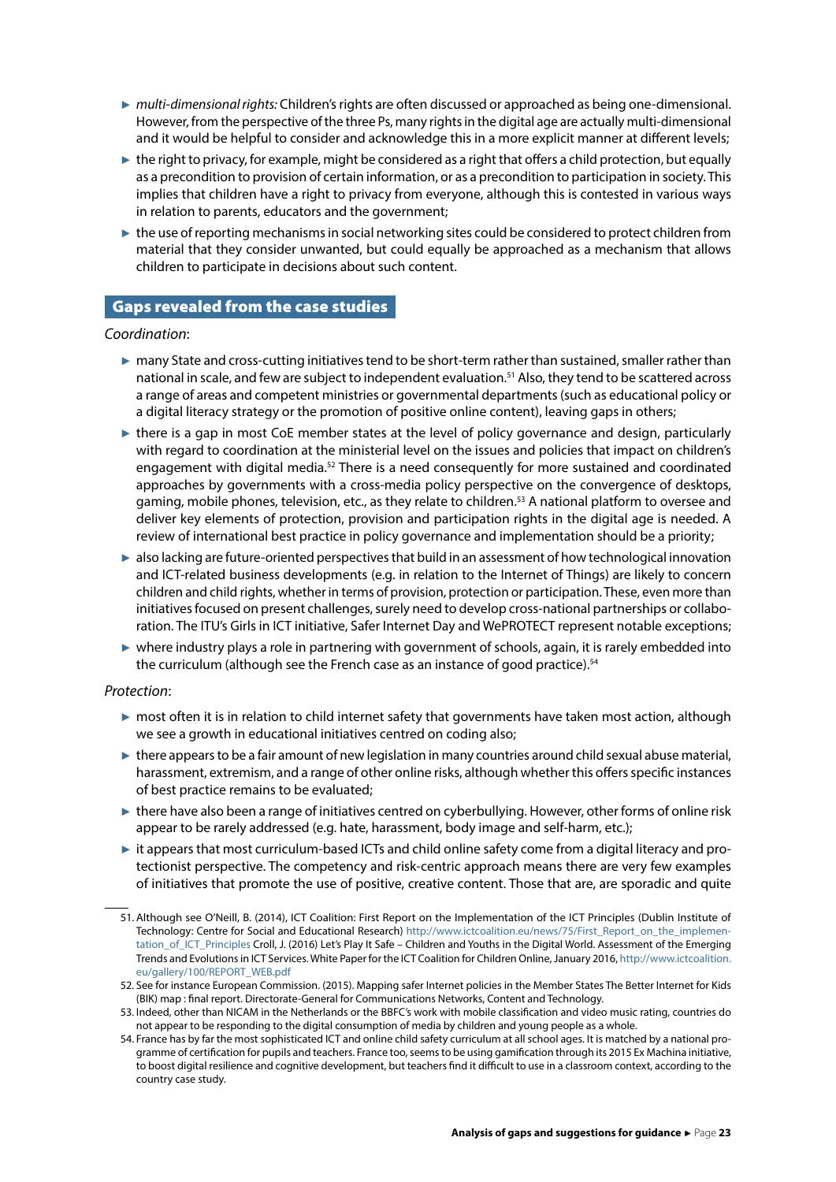- *multi-dimensional rights:* Children's rights are often discussed or approached as being one-dimensional. However, from the perspective of the three Ps, many rights in the digital age are actually multi-dimensional and it would be helpful to consider and acknowledge this in a more explicit manner at different levels;
- the right to privacy, for example, might be considered as a right that offers a child protection, but equally as a precondition to provision of certain information, or as a precondition to participation in society. This implies that children have a right to privacy from everyone, although this is contested in various ways in relation to parents, educators and the government;
- the use of reporting mechanisms in social networking sites could be considered to protect children from material that they consider unwanted, but could equally be approached as a mechanism that allows children to participate in decisions about such content.

## Gaps revealed from the case studies

*Coordination*:

- many State and cross-cutting initiatives tend to be short-term rather than sustained, smaller rather than national in scale, and few are subject to independent evaluation.[51] Also, they tend to be scattered across a range of areas and competent ministries or governmental departments (such as educational policy or a digital literacy strategy or the promotion of positive online content), leaving gaps in others;
- there is a gap in most CoE member states at the level of policy governance and design, particularly with regard to coordination at the ministerial level on the issues and policies that impact on children's engagement with digital media.[52] There is a need consequently for more sustained and coordinated approaches by governments with a cross-media policy perspective on the convergence of desktops, gaming, mobile phones, television, etc., as they relate to children.[53] A national platform to oversee and deliver key elements of protection, provision and participation rights in the digital age is needed. A review of international best practice in policy governance and implementation should be a priority;
- also lacking are future-oriented perspectives that build in an assessment of how technological innovation and ICT-related business developments (e.g. in relation to the Internet of Things) are likely to concern children and child rights, whether in terms of provision, protection or participation. These, even more than initiatives focused on present challenges, surely need to develop cross-national partnerships or collaboration. The ITU's Girls in ICT initiative, Safer Internet Day and WePROTECT represent notable exceptions;
- where industry plays a role in partnering with government of schools, again, it is rarely embedded into the curriculum (although see the French case as an instance of good practice).[54]

*Protection*:

- most often it is in relation to child internet safety that governments have taken most action, although we see a growth in educational initiatives centred on coding also;
- there appears to be a fair amount of new legislation in many countries around child sexual abuse material, harassment, extremism, and a range of other online risks, although whether this offers specific instances of best practice remains to be evaluated;
- there have also been a range of initiatives centred on cyberbullying. However, other forms of online risk appear to be rarely addressed (e.g. hate, harassment, body image and self-harm, etc.);
- it appears that most curriculum-based ICTs and child online safety come from a digital literacy and protectionist perspective. The competency and risk-centric approach means there are very few examples of initiatives that promote the use of positive, creative content. Those that are, are sporadic and quite

---

51. Although see O'Neill, B. (2014), ICT Coalition: First Report on the Implementation of the ICT Principles (Dublin Institute of Technology: Centre for Social and Educational Research) http://www.ictcoalition.eu/news/75/First_Report_on_the_implementation_of_ICT_Principles Croll, J. (2016) Let's Play It Safe – Children and Youths in the Digital World. Assessment of the Emerging Trends and Evolutions in ICT Services. White Paper for the ICT Coalition for Children Online, January 2016, http://www.ictcoalition.eu/gallery/100/REPORT_WEB.pdf
52. See for instance European Commission. (2015). Mapping safer Internet policies in the Member States The Better Internet for Kids (BIK) map : final report. Directorate-General for Communications Networks, Content and Technology.
53. Indeed, other than NICAM in the Netherlands or the BBFC's work with mobile classification and video music rating, countries do not appear to be responding to the digital consumption of media by children and young people as a whole.
54. France has by far the most sophisticated ICT and online child safety curriculum at all school ages. It is matched by a national programme of certification for pupils and teachers. France too, seems to be using gamification through its 2015 Ex Machina initiative, to boost digital resilience and cognitive development, but teachers find it difficult to use in a classroom context, according to the country case study.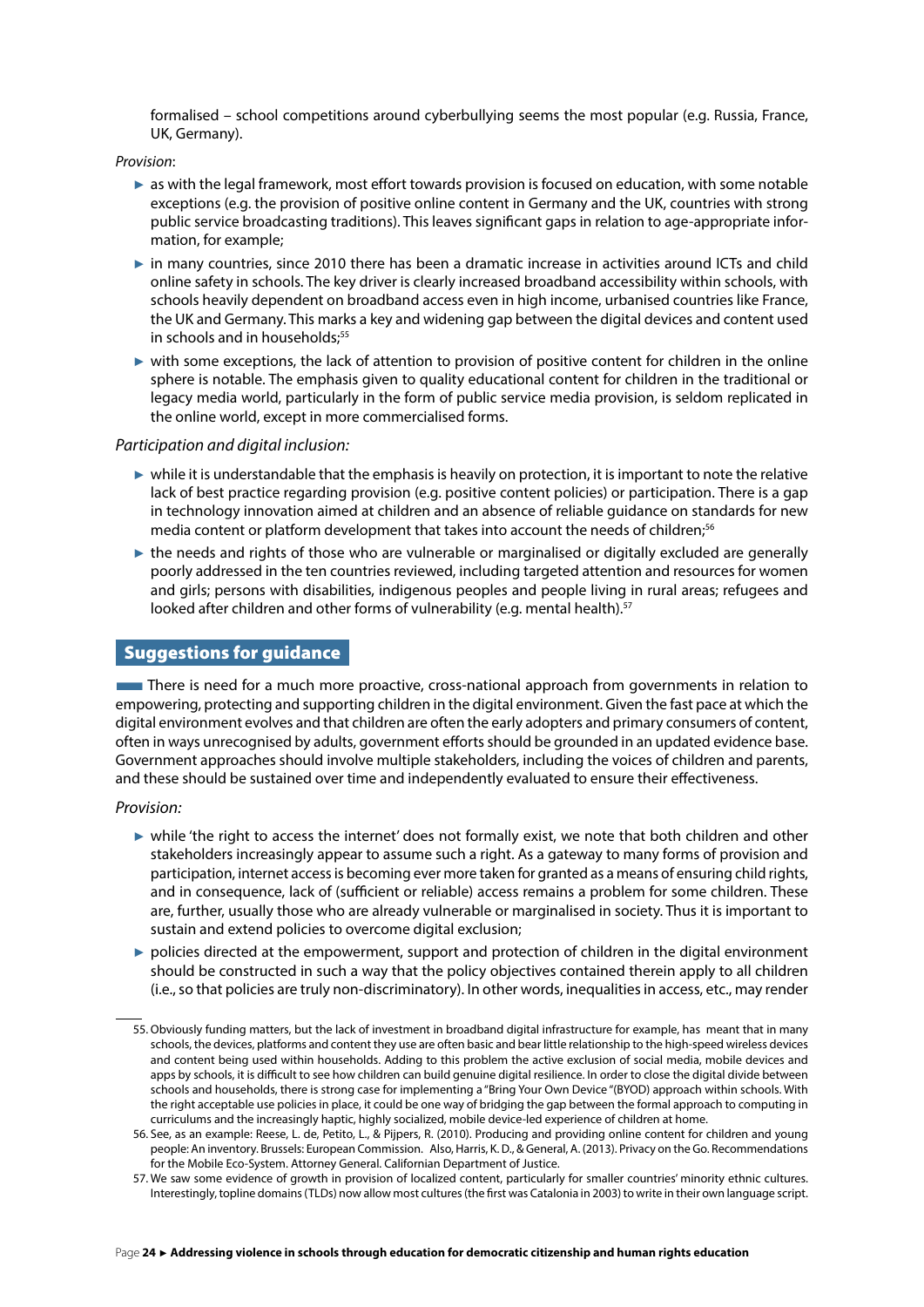formalised – school competitions around cyberbullying seems the most popular (e.g. Russia, France, UK, Germany).

*Provision*:

- as with the legal framework, most effort towards provision is focused on education, with some notable exceptions (e.g. the provision of positive online content in Germany and the UK, countries with strong public service broadcasting traditions). This leaves significant gaps in relation to age-appropriate information, for example;
- in many countries, since 2010 there has been a dramatic increase in activities around ICTs and child online safety in schools. The key driver is clearly increased broadband accessibility within schools, with schools heavily dependent on broadband access even in high income, urbanised countries like France, the UK and Germany. This marks a key and widening gap between the digital devices and content used in schools and in households;[55]
- with some exceptions, the lack of attention to provision of positive content for children in the online sphere is notable. The emphasis given to quality educational content for children in the traditional or legacy media world, particularly in the form of public service media provision, is seldom replicated in the online world, except in more commercialised forms.

*Participation and digital inclusion:*

- while it is understandable that the emphasis is heavily on protection, it is important to note the relative lack of best practice regarding provision (e.g. positive content policies) or participation. There is a gap in technology innovation aimed at children and an absence of reliable guidance on standards for new media content or platform development that takes into account the needs of children;[56]
- the needs and rights of those who are vulnerable or marginalised or digitally excluded are generally poorly addressed in the ten countries reviewed, including targeted attention and resources for women and girls; persons with disabilities, indigenous peoples and people living in rural areas; refugees and looked after children and other forms of vulnerability (e.g. mental health).[57]

## Suggestions for guidance

There is need for a much more proactive, cross-national approach from governments in relation to empowering, protecting and supporting children in the digital environment. Given the fast pace at which the digital environment evolves and that children are often the early adopters and primary consumers of content, often in ways unrecognised by adults, government efforts should be grounded in an updated evidence base. Government approaches should involve multiple stakeholders, including the voices of children and parents, and these should be sustained over time and independently evaluated to ensure their effectiveness.

*Provision:*

- while 'the right to access the internet' does not formally exist, we note that both children and other stakeholders increasingly appear to assume such a right. As a gateway to many forms of provision and participation, internet access is becoming ever more taken for granted as a means of ensuring child rights, and in consequence, lack of (sufficient or reliable) access remains a problem for some children. These are, further, usually those who are already vulnerable or marginalised in society. Thus it is important to sustain and extend policies to overcome digital exclusion;
- policies directed at the empowerment, support and protection of children in the digital environment should be constructed in such a way that the policy objectives contained therein apply to all children (i.e., so that policies are truly non-discriminatory). In other words, inequalities in access, etc., may render

---

55. Obviously funding matters, but the lack of investment in broadband digital infrastructure for example, has meant that in many schools, the devices, platforms and content they use are often basic and bear little relationship to the high-speed wireless devices and content being used within households. Adding to this problem the active exclusion of social media, mobile devices and apps by schools, it is difficult to see how children can build genuine digital resilience. In order to close the digital divide between schools and households, there is strong case for implementing a "Bring Your Own Device "(BYOD) approach within schools. With the right acceptable use policies in place, it could be one way of bridging the gap between the formal approach to computing in curriculums and the increasingly haptic, highly socialized, mobile device-led experience of children at home.
56. See, as an example: Reese, L. de, Petito, L., & Pijpers, R. (2010). Producing and providing online content for children and young people: An inventory. Brussels: European Commission. Also, Harris, K. D., & General, A. (2013). Privacy on the Go. Recommendations for the Mobile Eco-System. Attorney General. Californian Department of Justice.
57. We saw some evidence of growth in provision of localized content, particularly for smaller countries' minority ethnic cultures. Interestingly, topline domains (TLDs) now allow most cultures (the first was Catalonia in 2003) to write in their own language script.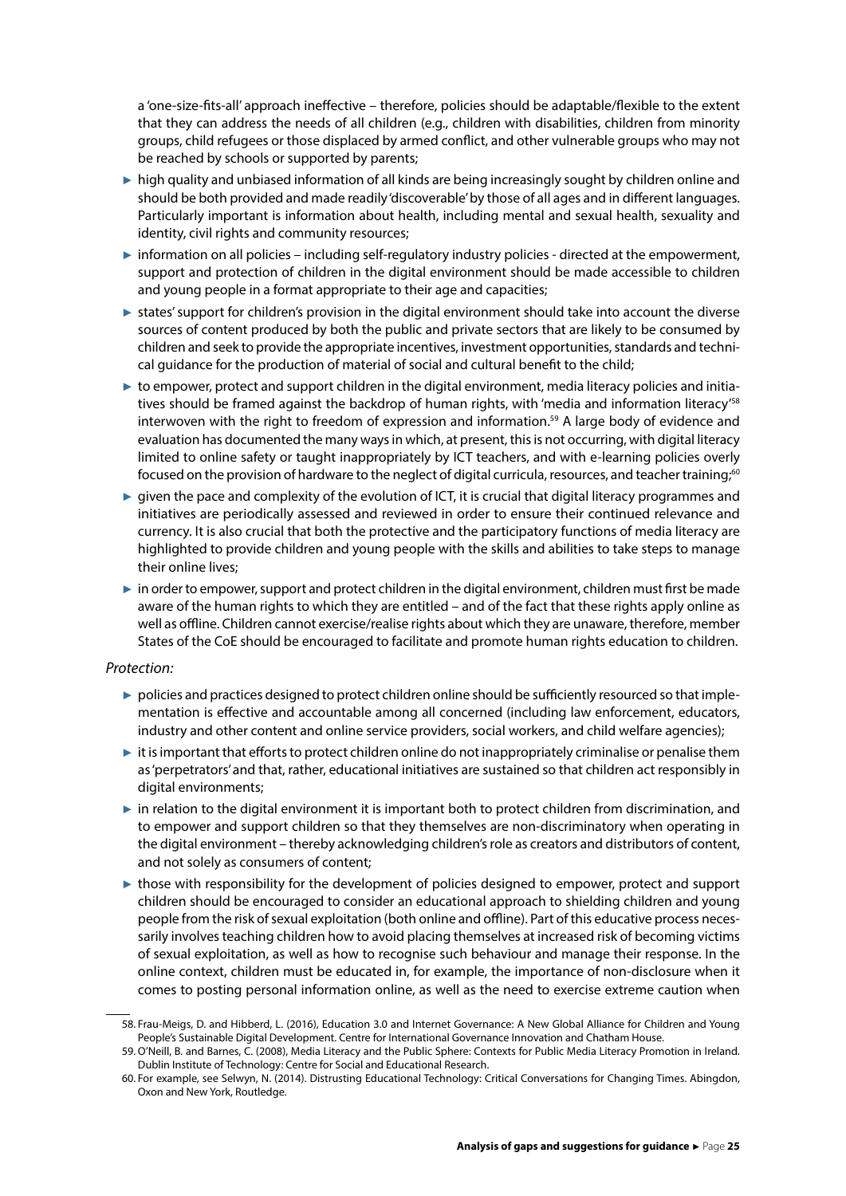a 'one-size-fits-all' approach ineffective – therefore, policies should be adaptable/flexible to the extent that they can address the needs of all children (e.g., children with disabilities, children from minority groups, child refugees or those displaced by armed conflict, and other vulnerable groups who may not be reached by schools or supported by parents;

- high quality and unbiased information of all kinds are being increasingly sought by children online and should be both provided and made readily 'discoverable' by those of all ages and in different languages. Particularly important is information about health, including mental and sexual health, sexuality and identity, civil rights and community resources;
- information on all policies – including self-regulatory industry policies - directed at the empowerment, support and protection of children in the digital environment should be made accessible to children and young people in a format appropriate to their age and capacities;
- states' support for children's provision in the digital environment should take into account the diverse sources of content produced by both the public and private sectors that are likely to be consumed by children and seek to provide the appropriate incentives, investment opportunities, standards and technical guidance for the production of material of social and cultural benefit to the child;
- to empower, protect and support children in the digital environment, media literacy policies and initiatives should be framed against the backdrop of human rights, with 'media and information literacy'[58] interwoven with the right to freedom of expression and information.[59] A large body of evidence and evaluation has documented the many ways in which, at present, this is not occurring, with digital literacy limited to online safety or taught inappropriately by ICT teachers, and with e-learning policies overly focused on the provision of hardware to the neglect of digital curricula, resources, and teacher training;[60]
- given the pace and complexity of the evolution of ICT, it is crucial that digital literacy programmes and initiatives are periodically assessed and reviewed in order to ensure their continued relevance and currency. It is also crucial that both the protective and the participatory functions of media literacy are highlighted to provide children and young people with the skills and abilities to take steps to manage their online lives;
- in order to empower, support and protect children in the digital environment, children must first be made aware of the human rights to which they are entitled – and of the fact that these rights apply online as well as offline. Children cannot exercise/realise rights about which they are unaware, therefore, member States of the CoE should be encouraged to facilitate and promote human rights education to children.

*Protection:*

- policies and practices designed to protect children online should be sufficiently resourced so that implementation is effective and accountable among all concerned (including law enforcement, educators, industry and other content and online service providers, social workers, and child welfare agencies);
- it is important that efforts to protect children online do not inappropriately criminalise or penalise them as 'perpetrators' and that, rather, educational initiatives are sustained so that children act responsibly in digital environments;
- in relation to the digital environment it is important both to protect children from discrimination, and to empower and support children so that they themselves are non-discriminatory when operating in the digital environment – thereby acknowledging children's role as creators and distributors of content, and not solely as consumers of content;
- those with responsibility for the development of policies designed to empower, protect and support children should be encouraged to consider an educational approach to shielding children and young people from the risk of sexual exploitation (both online and offline). Part of this educative process necessarily involves teaching children how to avoid placing themselves at increased risk of becoming victims of sexual exploitation, as well as how to recognise such behaviour and manage their response. In the online context, children must be educated in, for example, the importance of non-disclosure when it comes to posting personal information online, as well as the need to exercise extreme caution when

58. Frau-Meigs, D. and Hibberd, L. (2016), Education 3.0 and Internet Governance: A New Global Alliance for Children and Young People's Sustainable Digital Development. Centre for International Governance Innovation and Chatham House.

59. O'Neill, B. and Barnes, C. (2008), Media Literacy and the Public Sphere: Contexts for Public Media Literacy Promotion in Ireland. Dublin Institute of Technology: Centre for Social and Educational Research.

60. For example, see Selwyn, N. (2014). Distrusting Educational Technology: Critical Conversations for Changing Times. Abingdon, Oxon and New York, Routledge.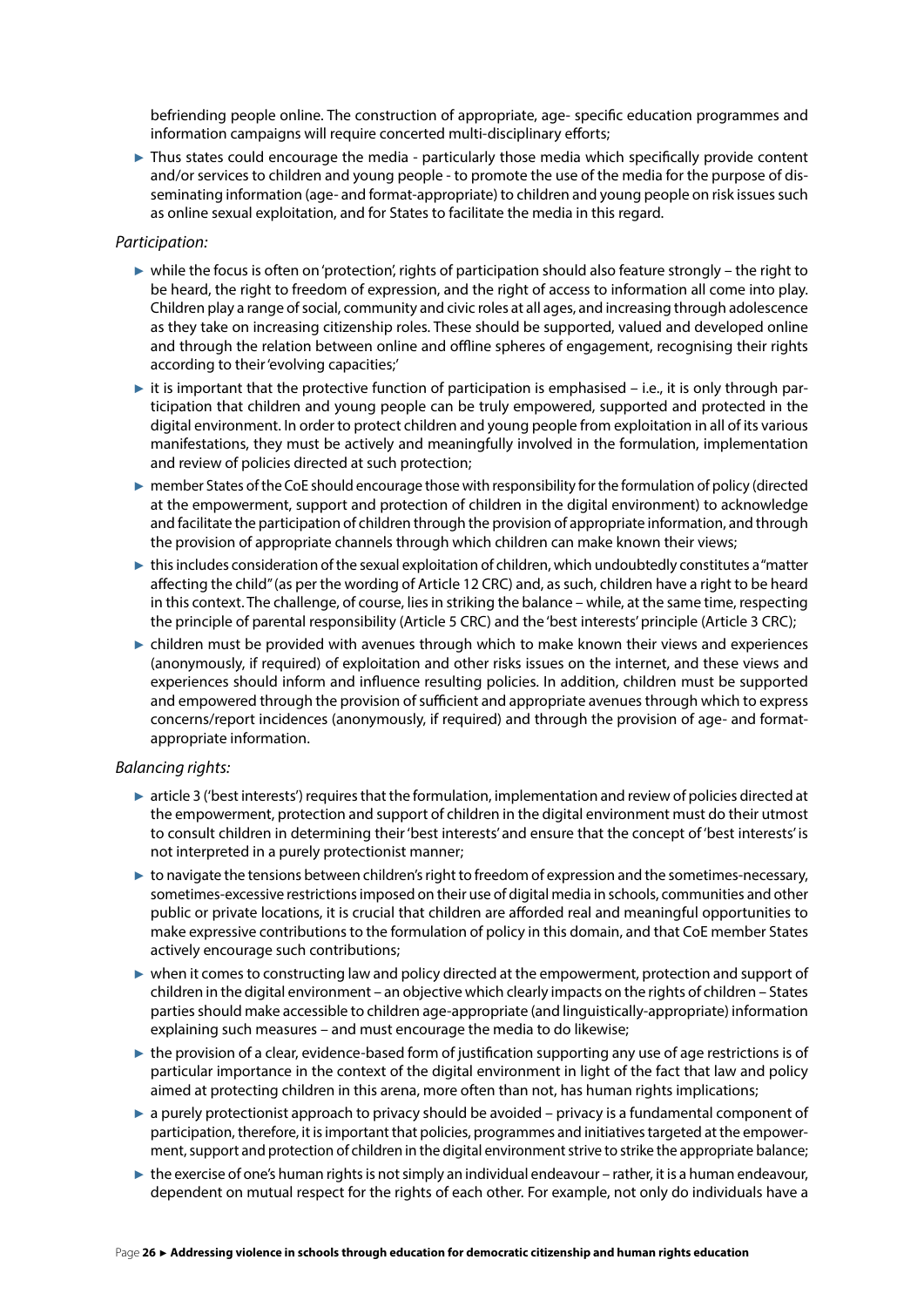befriending people online. The construction of appropriate, age- specific education programmes and information campaigns will require concerted multi-disciplinary efforts;

- Thus states could encourage the media - particularly those media which specifically provide content and/or services to children and young people - to promote the use of the media for the purpose of disseminating information (age- and format-appropriate) to children and young people on risk issues such as online sexual exploitation, and for States to facilitate the media in this regard.

*Participation:*

- while the focus is often on 'protection', rights of participation should also feature strongly – the right to be heard, the right to freedom of expression, and the right of access to information all come into play. Children play a range of social, community and civic roles at all ages, and increasing through adolescence as they take on increasing citizenship roles. These should be supported, valued and developed online and through the relation between online and offline spheres of engagement, recognising their rights according to their 'evolving capacities;'
- it is important that the protective function of participation is emphasised – i.e., it is only through participation that children and young people can be truly empowered, supported and protected in the digital environment. In order to protect children and young people from exploitation in all of its various manifestations, they must be actively and meaningfully involved in the formulation, implementation and review of policies directed at such protection;
- member States of the CoE should encourage those with responsibility for the formulation of policy (directed at the empowerment, support and protection of children in the digital environment) to acknowledge and facilitate the participation of children through the provision of appropriate information, and through the provision of appropriate channels through which children can make known their views;
- this includes consideration of the sexual exploitation of children, which undoubtedly constitutes a "matter affecting the child" (as per the wording of Article 12 CRC) and, as such, children have a right to be heard in this context. The challenge, of course, lies in striking the balance – while, at the same time, respecting the principle of parental responsibility (Article 5 CRC) and the 'best interests' principle (Article 3 CRC);
- children must be provided with avenues through which to make known their views and experiences (anonymously, if required) of exploitation and other risks issues on the internet, and these views and experiences should inform and influence resulting policies. In addition, children must be supported and empowered through the provision of sufficient and appropriate avenues through which to express concerns/report incidences (anonymously, if required) and through the provision of age- and format-appropriate information.

*Balancing rights:*

- article 3 ('best interests') requires that the formulation, implementation and review of policies directed at the empowerment, protection and support of children in the digital environment must do their utmost to consult children in determining their 'best interests' and ensure that the concept of 'best interests' is not interpreted in a purely protectionist manner;
- to navigate the tensions between children's right to freedom of expression and the sometimes-necessary, sometimes-excessive restrictions imposed on their use of digital media in schools, communities and other public or private locations, it is crucial that children are afforded real and meaningful opportunities to make expressive contributions to the formulation of policy in this domain, and that CoE member States actively encourage such contributions;
- when it comes to constructing law and policy directed at the empowerment, protection and support of children in the digital environment – an objective which clearly impacts on the rights of children – States parties should make accessible to children age-appropriate (and linguistically-appropriate) information explaining such measures – and must encourage the media to do likewise;
- the provision of a clear, evidence-based form of justification supporting any use of age restrictions is of particular importance in the context of the digital environment in light of the fact that law and policy aimed at protecting children in this arena, more often than not, has human rights implications;
- a purely protectionist approach to privacy should be avoided – privacy is a fundamental component of participation, therefore, it is important that policies, programmes and initiatives targeted at the empowerment, support and protection of children in the digital environment strive to strike the appropriate balance;
- the exercise of one's human rights is not simply an individual endeavour – rather, it is a human endeavour, dependent on mutual respect for the rights of each other. For example, not only do individuals have a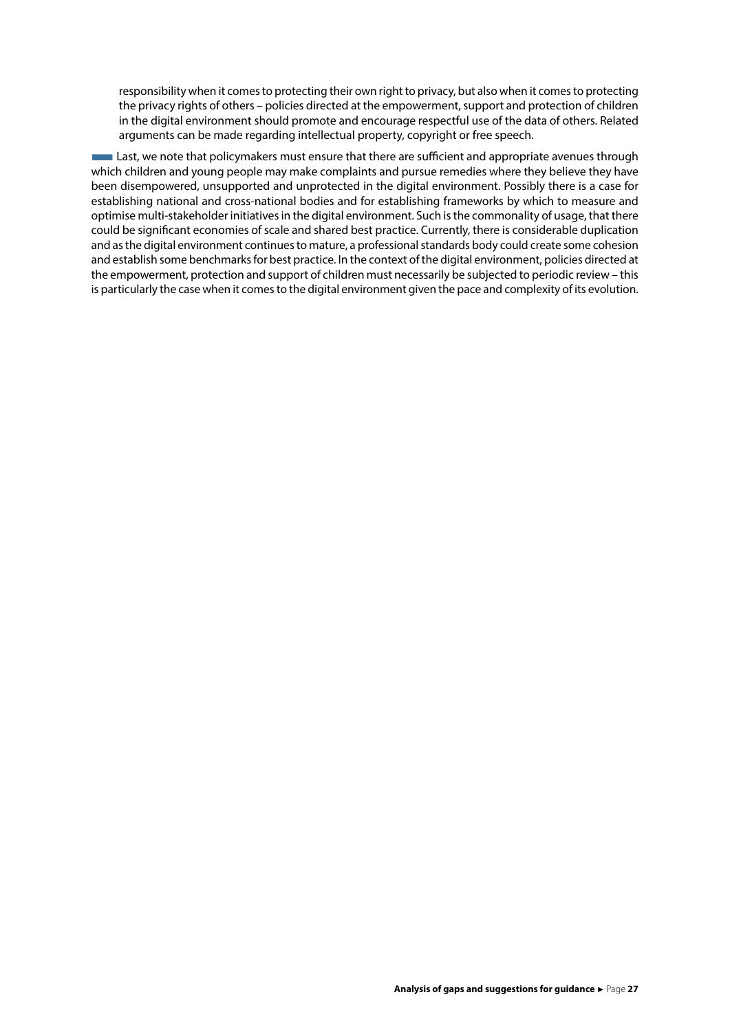responsibility when it comes to protecting their own right to privacy, but also when it comes to protecting the privacy rights of others – policies directed at the empowerment, support and protection of children in the digital environment should promote and encourage respectful use of the data of others. Related arguments can be made regarding intellectual property, copyright or free speech.

Last, we note that policymakers must ensure that there are sufficient and appropriate avenues through which children and young people may make complaints and pursue remedies where they believe they have been disempowered, unsupported and unprotected in the digital environment. Possibly there is a case for establishing national and cross-national bodies and for establishing frameworks by which to measure and optimise multi-stakeholder initiatives in the digital environment. Such is the commonality of usage, that there could be significant economies of scale and shared best practice. Currently, there is considerable duplication and as the digital environment continues to mature, a professional standards body could create some cohesion and establish some benchmarks for best practice. In the context of the digital environment, policies directed at the empowerment, protection and support of children must necessarily be subjected to periodic review – this is particularly the case when it comes to the digital environment given the pace and complexity of its evolution.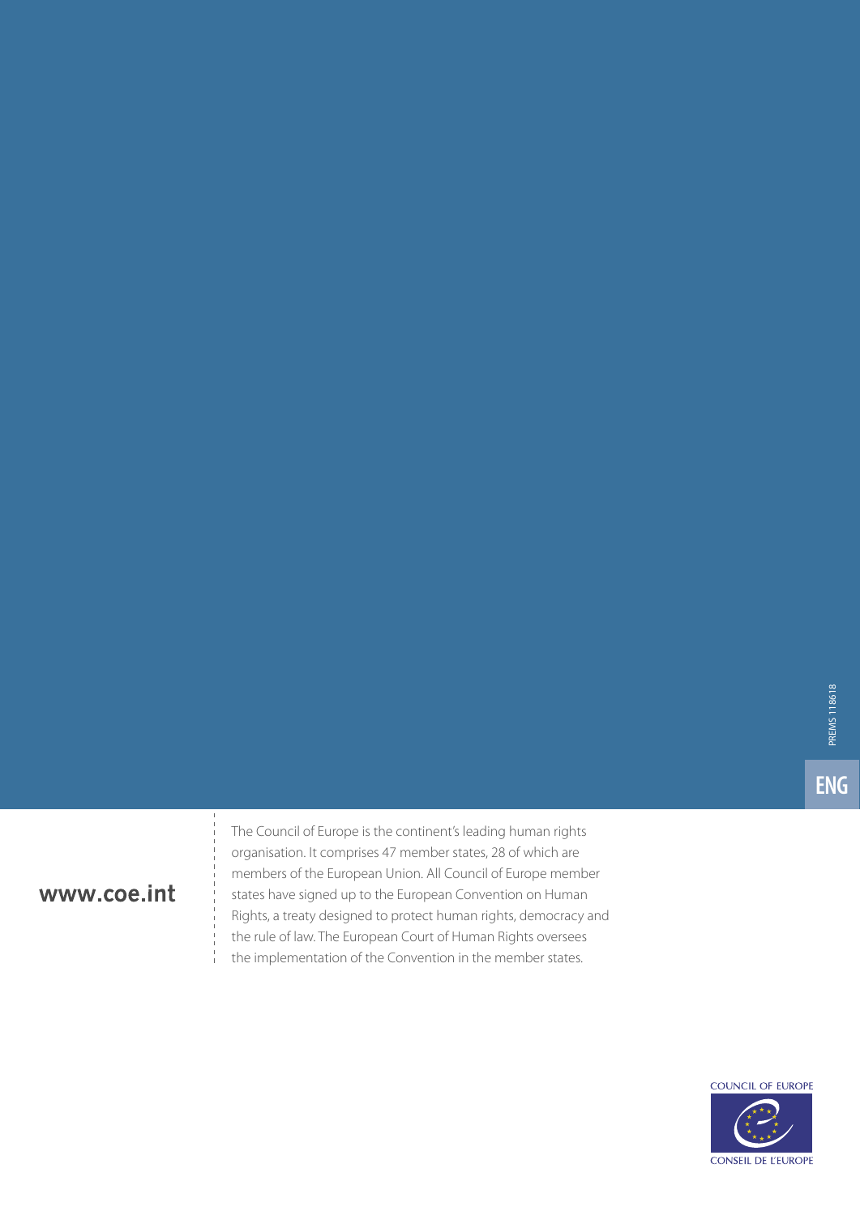PREMS 118618

ENG

**www.coe.int**

The Council of Europe is the continent's leading human rights organisation. It comprises 47 member states, 28 of which are members of the European Union. All Council of Europe member states have signed up to the European Convention on Human Rights, a treaty designed to protect human rights, democracy and the rule of law. The European Court of Human Rights oversees the implementation of the Convention in the member states.

COUNCIL OF EUROPE

CONSEIL DE L'EUROPE